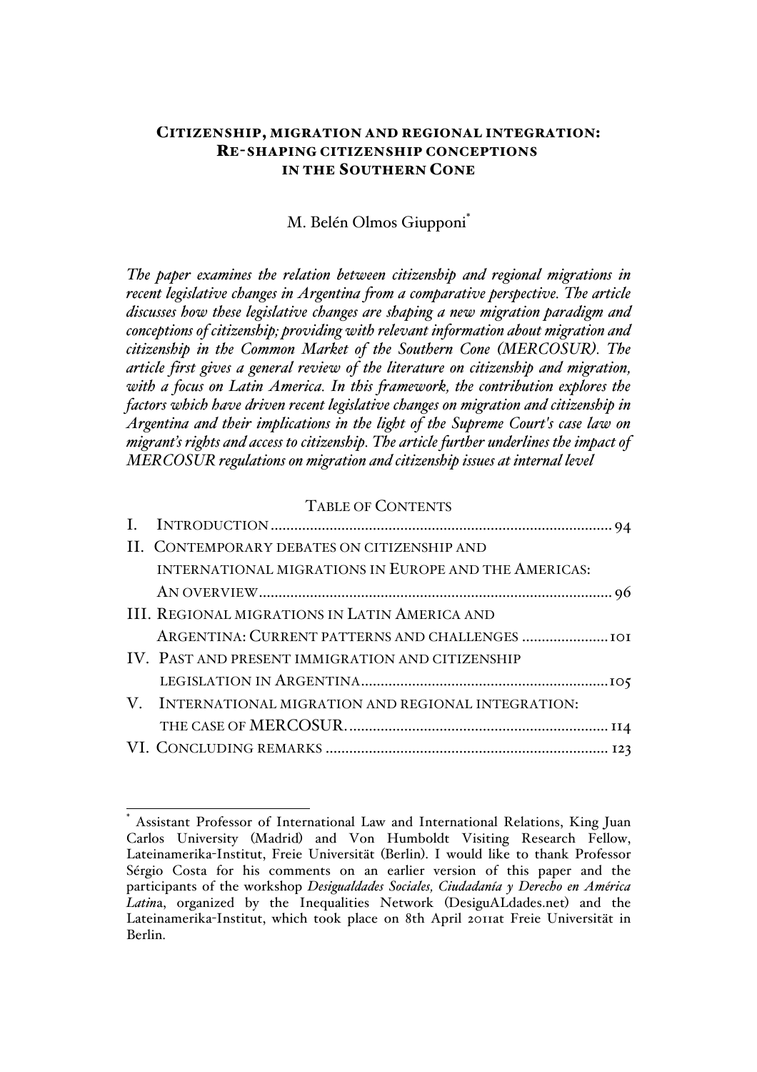# CITIZENSHIP, MIGRATION AND REGIONAL INTEGRATION: RE-SHAPING CITIZENSHIP CONCEPTIONS IN THE SOUTHERN CONE

M. Belén Olmos Giupponi*

*The paper examines the relation between citizenship and regional migrations in recent legislative changes in Argentina from a comparative perspective. The article discusses how these legislative changes are shaping a new migration paradigm and conceptions of citizenship; providing with relevant information about migration and citizenship in the Common Market of the Southern Cone (MERCOSUR). The article first gives a general review of the literature on citizenship and migration, with a focus on Latin America. In this framework, the contribution explores the factors which have driven recent legislative changes on migration and citizenship in Argentina and their implications in the light of the Supreme Court's case law on migrant's rights and access to citizenship. The article further underlines the impact of MERCOSUR regulations on migration and citizenship issues at internal level*

TABLE OF CONTENTS

I. INTRODUCTION ........................ 94
II. CONTEMPORARY DEBATES ON CITIZENSHIP AND INTERNATIONAL MIGRATIONS IN EUROPE AND THE AMERICAS: AN OVERVIEW ........................ 96
III. REGIONAL MIGRATIONS IN LATIN AMERICA AND ARGENTINA: CURRENT PATTERNS AND CHALLENGES ........................ 101
IV. PAST AND PRESENT IMMIGRATION AND CITIZENSHIP LEGISLATION IN ARGENTINA ........................ 105
V. INTERNATIONAL MIGRATION AND REGIONAL INTEGRATION: THE CASE OF MERCOSUR. ........................ 114
VI. CONCLUDING REMARKS ........................ 123

---

* Assistant Professor of International Law and International Relations, King Juan Carlos University (Madrid) and Von Humboldt Visiting Research Fellow, Lateinamerika-Institut, Freie Universität (Berlin). I would like to thank Professor Sérgio Costa for his comments on an earlier version of this paper and the participants of the workshop *Desigualdades Sociales, Ciudadanía y Derecho en América Latin*a, organized by the Inequalities Network (DesiguALdades.net) and the Lateinamerika-Institut, which took place on 8th April 2011at Freie Universität in Berlin.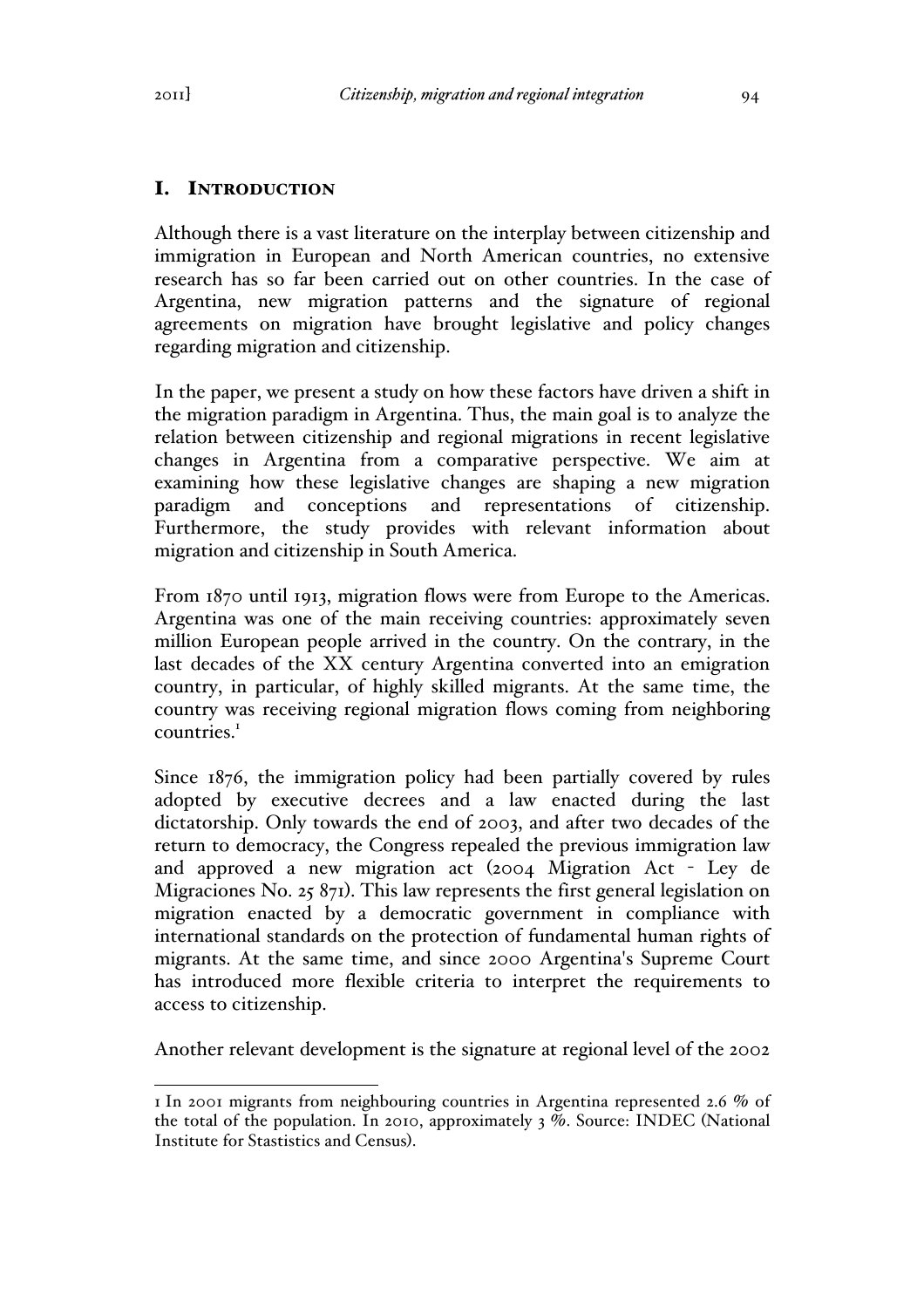## I. INTRODUCTION

Although there is a vast literature on the interplay between citizenship and immigration in European and North American countries, no extensive research has so far been carried out on other countries. In the case of Argentina, new migration patterns and the signature of regional agreements on migration have brought legislative and policy changes regarding migration and citizenship.

In the paper, we present a study on how these factors have driven a shift in the migration paradigm in Argentina. Thus, the main goal is to analyze the relation between citizenship and regional migrations in recent legislative changes in Argentina from a comparative perspective. We aim at examining how these legislative changes are shaping a new migration paradigm and conceptions and representations of citizenship. Furthermore, the study provides with relevant information about migration and citizenship in South America.

From 1870 until 1913, migration flows were from Europe to the Americas. Argentina was one of the main receiving countries: approximately seven million European people arrived in the country. On the contrary, in the last decades of the XX century Argentina converted into an emigration country, in particular, of highly skilled migrants. At the same time, the country was receiving regional migration flows coming from neighboring countries.[1]

Since 1876, the immigration policy had been partially covered by rules adopted by executive decrees and a law enacted during the last dictatorship. Only towards the end of 2003, and after two decades of the return to democracy, the Congress repealed the previous immigration law and approved a new migration act (2004 Migration Act - Ley de Migraciones No. 25 871). This law represents the first general legislation on migration enacted by a democratic government in compliance with international standards on the protection of fundamental human rights of migrants. At the same time, and since 2000 Argentina's Supreme Court has introduced more flexible criteria to interpret the requirements to access to citizenship.

Another relevant development is the signature at regional level of the 2002

---

[1] In 2001 migrants from neighbouring countries in Argentina represented 2.6 % of the total of the population. In 2010, approximately 3 %. Source: INDEC (National Institute for Stastistics and Census).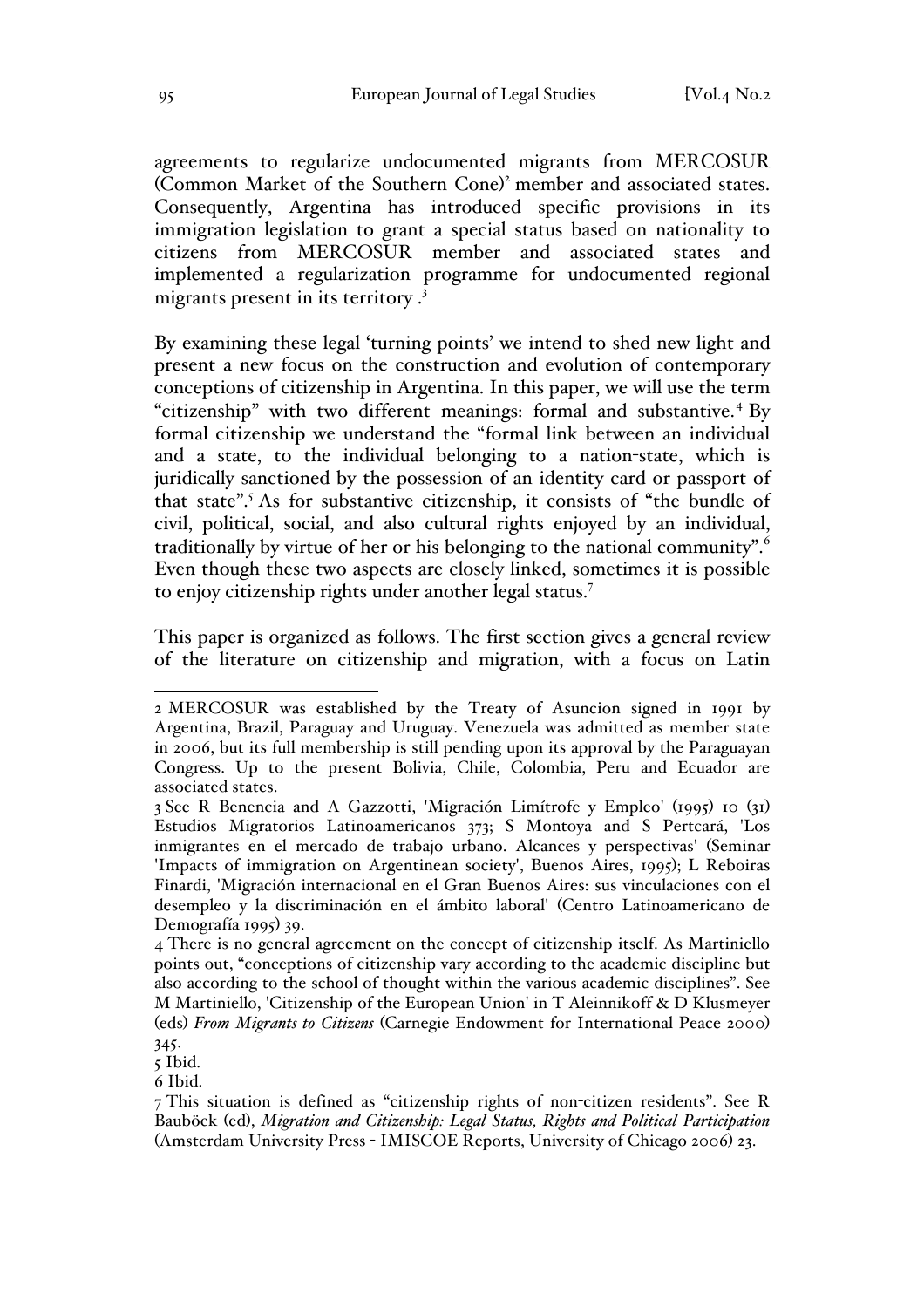agreements to regularize undocumented migrants from MERCOSUR (Common Market of the Southern Cone)[2] member and associated states. Consequently, Argentina has introduced specific provisions in its immigration legislation to grant a special status based on nationality to citizens from MERCOSUR member and associated states and implemented a regularization programme for undocumented regional migrants present in its territory .[3]

By examining these legal 'turning points' we intend to shed new light and present a new focus on the construction and evolution of contemporary conceptions of citizenship in Argentina. In this paper, we will use the term "citizenship" with two different meanings: formal and substantive.[4] By formal citizenship we understand the "formal link between an individual and a state, to the individual belonging to a nation-state, which is juridically sanctioned by the possession of an identity card or passport of that state".[5] As for substantive citizenship, it consists of "the bundle of civil, political, social, and also cultural rights enjoyed by an individual, traditionally by virtue of her or his belonging to the national community".[6] Even though these two aspects are closely linked, sometimes it is possible to enjoy citizenship rights under another legal status.[7]

This paper is organized as follows. The first section gives a general review of the literature on citizenship and migration, with a focus on Latin

---

2 MERCOSUR was established by the Treaty of Asuncion signed in 1991 by Argentina, Brazil, Paraguay and Uruguay. Venezuela was admitted as member state in 2006, but its full membership is still pending upon its approval by the Paraguayan Congress. Up to the present Bolivia, Chile, Colombia, Peru and Ecuador are associated states.

3 See R Benencia and A Gazzotti, 'Migración Limítrofe y Empleo' (1995) 10 (31) Estudios Migratorios Latinoamericanos 373; S Montoya and S Pertcará, 'Los inmigrantes en el mercado de trabajo urbano. Alcances y perspectivas' (Seminar 'Impacts of immigration on Argentinean society', Buenos Aires, 1995); L Reboiras Finardi, 'Migración internacional en el Gran Buenos Aires: sus vinculaciones con el desempleo y la discriminación en el ámbito laboral' (Centro Latinoamericano de Demografía 1995) 39.

4 There is no general agreement on the concept of citizenship itself. As Martiniello points out, "conceptions of citizenship vary according to the academic discipline but also according to the school of thought within the various academic disciplines". See M Martiniello, 'Citizenship of the European Union' in T Aleinnikoff & D Klusmeyer (eds) *From Migrants to Citizens* (Carnegie Endowment for International Peace 2000) 345.

5 Ibid.

6 Ibid.

7 This situation is defined as "citizenship rights of non-citizen residents". See R Bauböck (ed), *Migration and Citizenship: Legal Status, Rights and Political Participation* (Amsterdam University Press - IMISCOE Reports, University of Chicago 2006) 23.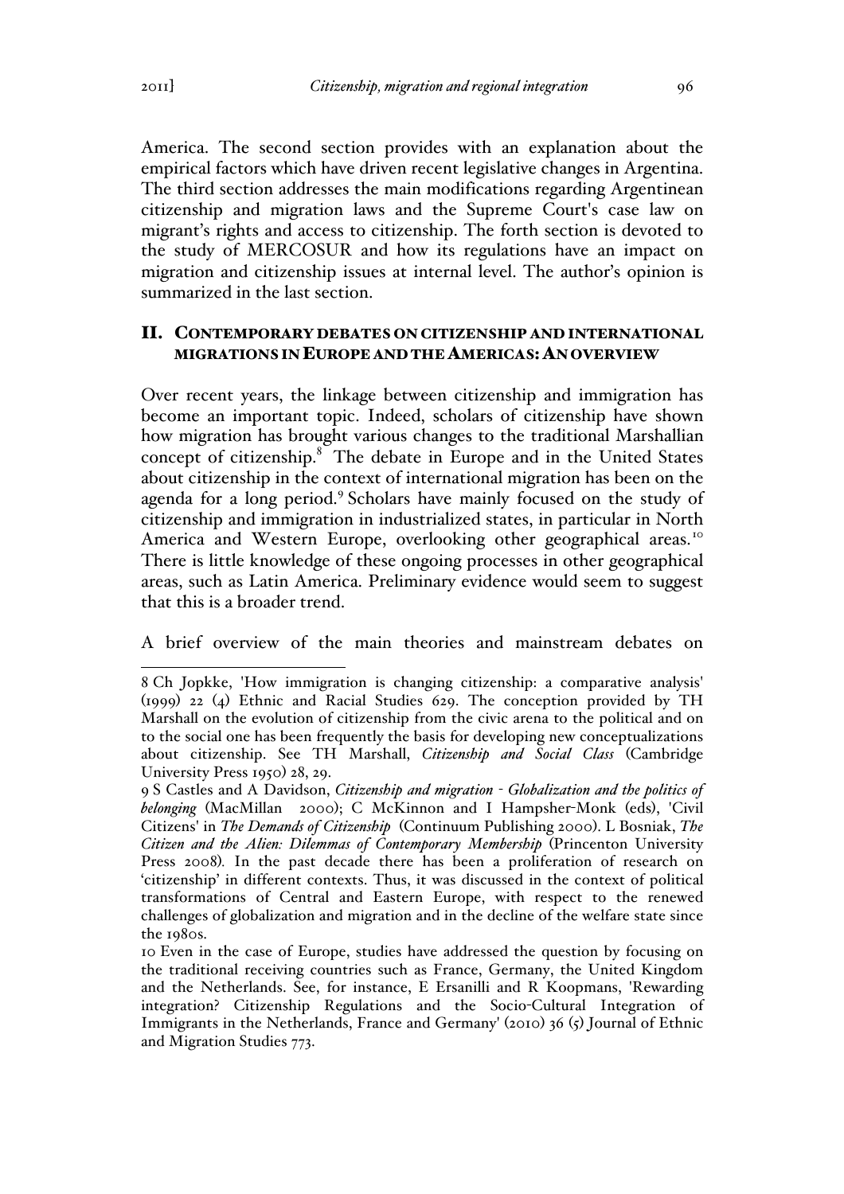America. The second section provides with an explanation about the empirical factors which have driven recent legislative changes in Argentina. The third section addresses the main modifications regarding Argentinean citizenship and migration laws and the Supreme Court's case law on migrant's rights and access to citizenship. The forth section is devoted to the study of MERCOSUR and how its regulations have an impact on migration and citizenship issues at internal level. The author's opinion is summarized in the last section.

## II. CONTEMPORARY DEBATES ON CITIZENSHIP AND INTERNATIONAL MIGRATIONS IN EUROPE AND THE AMERICAS: AN OVERVIEW

Over recent years, the linkage between citizenship and immigration has become an important topic. Indeed, scholars of citizenship have shown how migration has brought various changes to the traditional Marshallian concept of citizenship.[8] The debate in Europe and in the United States about citizenship in the context of international migration has been on the agenda for a long period.[9] Scholars have mainly focused on the study of citizenship and immigration in industrialized states, in particular in North America and Western Europe, overlooking other geographical areas.[10] There is little knowledge of these ongoing processes in other geographical areas, such as Latin America. Preliminary evidence would seem to suggest that this is a broader trend.

A brief overview of the main theories and mainstream debates on

---

8 Ch Jopkke, 'How immigration is changing citizenship: a comparative analysis' (1999) 22 (4) Ethnic and Racial Studies 629. The conception provided by TH Marshall on the evolution of citizenship from the civic arena to the political and on to the social one has been frequently the basis for developing new conceptualizations about citizenship. See TH Marshall, *Citizenship and Social Class* (Cambridge University Press 1950) 28, 29.

9 S Castles and A Davidson, *Citizenship and migration - Globalization and the politics of belonging* (MacMillan 2000); C McKinnon and I Hampsher-Monk (eds), 'Civil Citizens' in *The Demands of Citizenship* (Continuum Publishing 2000). L Bosniak, *The Citizen and the Alien: Dilemmas of Contemporary Membership* (Princenton University Press 2008). In the past decade there has been a proliferation of research on 'citizenship' in different contexts. Thus, it was discussed in the context of political transformations of Central and Eastern Europe, with respect to the renewed challenges of globalization and migration and in the decline of the welfare state since the 1980s.

10 Even in the case of Europe, studies have addressed the question by focusing on the traditional receiving countries such as France, Germany, the United Kingdom and the Netherlands. See, for instance, E Ersanilli and R Koopmans, 'Rewarding integration? Citizenship Regulations and the Socio-Cultural Integration of Immigrants in the Netherlands, France and Germany' (2010) 36 (5) Journal of Ethnic and Migration Studies 773.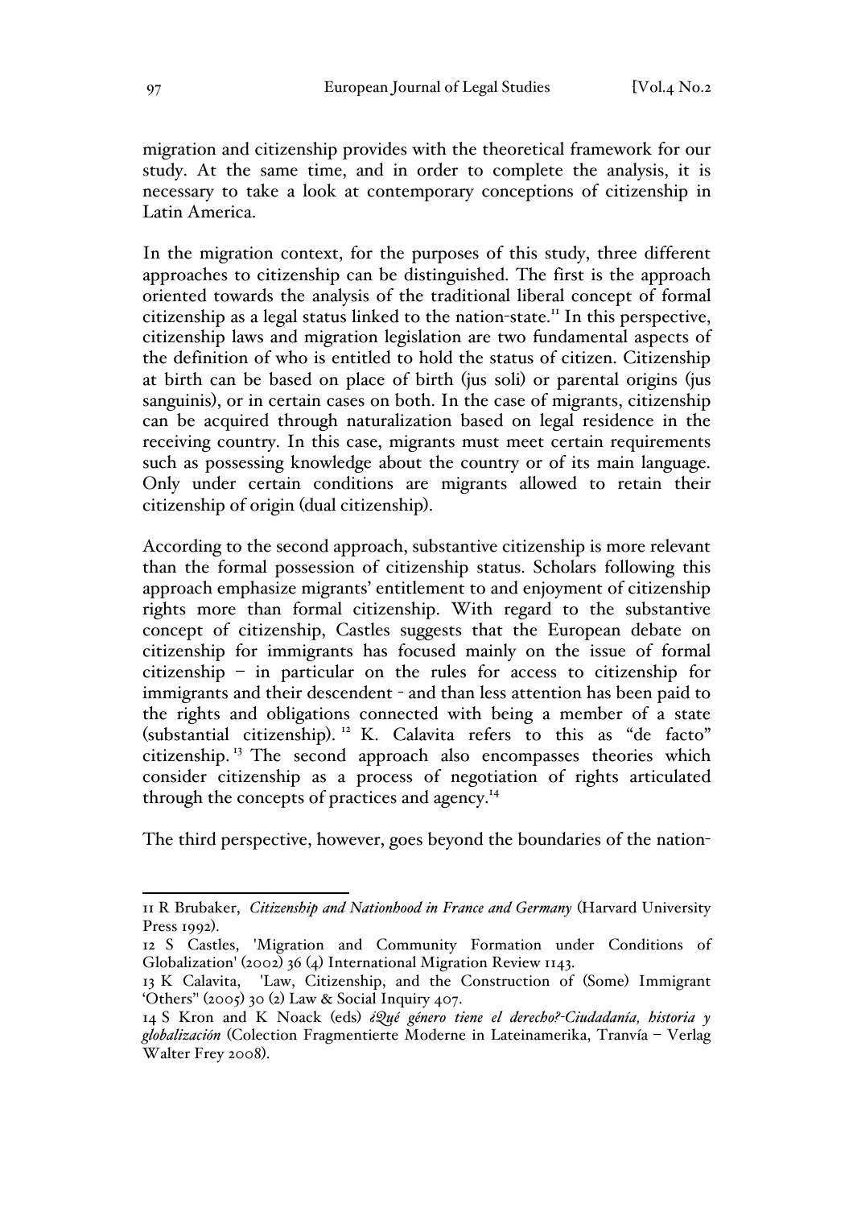migration and citizenship provides with the theoretical framework for our study. At the same time, and in order to complete the analysis, it is necessary to take a look at contemporary conceptions of citizenship in Latin America.

In the migration context, for the purposes of this study, three different approaches to citizenship can be distinguished. The first is the approach oriented towards the analysis of the traditional liberal concept of formal citizenship as a legal status linked to the nation-state.[11] In this perspective, citizenship laws and migration legislation are two fundamental aspects of the definition of who is entitled to hold the status of citizen. Citizenship at birth can be based on place of birth (jus soli) or parental origins (jus sanguinis), or in certain cases on both. In the case of migrants, citizenship can be acquired through naturalization based on legal residence in the receiving country. In this case, migrants must meet certain requirements such as possessing knowledge about the country or of its main language. Only under certain conditions are migrants allowed to retain their citizenship of origin (dual citizenship).

According to the second approach, substantive citizenship is more relevant than the formal possession of citizenship status. Scholars following this approach emphasize migrants' entitlement to and enjoyment of citizenship rights more than formal citizenship. With regard to the substantive concept of citizenship, Castles suggests that the European debate on citizenship for immigrants has focused mainly on the issue of formal citizenship – in particular on the rules for access to citizenship for immigrants and their descendent - and than less attention has been paid to the rights and obligations connected with being a member of a state (substantial citizenship).[12] K. Calavita refers to this as "de facto" citizenship.[13] The second approach also encompasses theories which consider citizenship as a process of negotiation of rights articulated through the concepts of practices and agency.[14]

The third perspective, however, goes beyond the boundaries of the nation-

---

11 R Brubaker, *Citizenship and Nationhood in France and Germany* (Harvard University Press 1992).

12 S Castles, 'Migration and Community Formation under Conditions of Globalization' (2002) 36 (4) International Migration Review 1143.

13 K Calavita, 'Law, Citizenship, and the Construction of (Some) Immigrant 'Others'' (2005) 30 (2) Law & Social Inquiry 407.

14 S Kron and K Noack (eds) *¿Qué género tiene el derecho?-Ciudadanía, historia y globalización* (Colection Fragmentierte Moderne in Lateinamerika, Tranvía – Verlag Walter Frey 2008).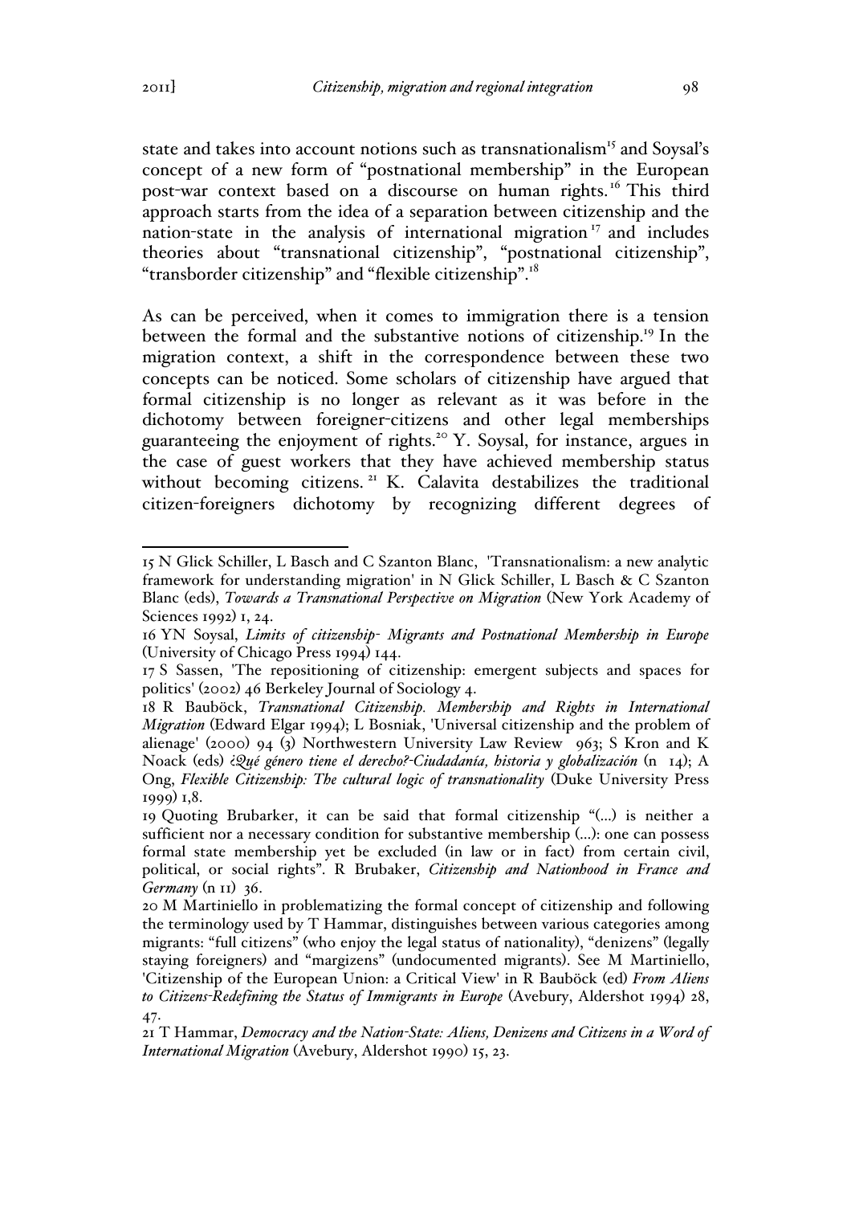state and takes into account notions such as transnationalism[15] and Soysal's concept of a new form of "postnational membership" in the European post-war context based on a discourse on human rights.[16] This third approach starts from the idea of a separation between citizenship and the nation-state in the analysis of international migration[17] and includes theories about "transnational citizenship", "postnational citizenship", "transborder citizenship" and "flexible citizenship".[18]

As can be perceived, when it comes to immigration there is a tension between the formal and the substantive notions of citizenship.[19] In the migration context, a shift in the correspondence between these two concepts can be noticed. Some scholars of citizenship have argued that formal citizenship is no longer as relevant as it was before in the dichotomy between foreigner-citizens and other legal memberships guaranteeing the enjoyment of rights.[20] Y. Soysal, for instance, argues in the case of guest workers that they have achieved membership status without becoming citizens.[21] K. Calavita destabilizes the traditional citizen-foreigners dichotomy by recognizing different degrees of

---

15 N Glick Schiller, L Basch and C Szanton Blanc, 'Transnationalism: a new analytic framework for understanding migration' in N Glick Schiller, L Basch & C Szanton Blanc (eds), *Towards a Transnational Perspective on Migration* (New York Academy of Sciences 1992) 1, 24.

16 YN Soysal, *Limits of citizenship- Migrants and Postnational Membership in Europe* (University of Chicago Press 1994) 144.

17 S Sassen, 'The repositioning of citizenship: emergent subjects and spaces for politics' (2002) 46 Berkeley Journal of Sociology 4.

18 R Bauböck, *Transnational Citizenship. Membership and Rights in International Migration* (Edward Elgar 1994); L Bosniak, 'Universal citizenship and the problem of alienage' (2000) 94 (3) Northwestern University Law Review 963; S Kron and K Noack (eds) *¿Qué género tiene el derecho?-Ciudadanía, historia y globalización* (n 14); A Ong, *Flexible Citizenship: The cultural logic of transnationality* (Duke University Press 1999) 1,8.

19 Quoting Brubarker, it can be said that formal citizenship "(...) is neither a sufficient nor a necessary condition for substantive membership (...): one can possess formal state membership yet be excluded (in law or in fact) from certain civil, political, or social rights". R Brubaker, *Citizenship and Nationhood in France and Germany* (n 11) 36.

20 M Martiniello in problematizing the formal concept of citizenship and following the terminology used by T Hammar, distinguishes between various categories among migrants: "full citizens" (who enjoy the legal status of nationality), "denizens" (legally staying foreigners) and "margizens" (undocumented migrants). See M Martiniello, 'Citizenship of the European Union: a Critical View' in R Bauböck (ed) *From Aliens to Citizens-Redefining the Status of Immigrants in Europe* (Avebury, Aldershot 1994) 28, 47.

21 T Hammar, *Democracy and the Nation-State: Aliens, Denizens and Citizens in a Word of International Migration* (Avebury, Aldershot 1990) 15, 23.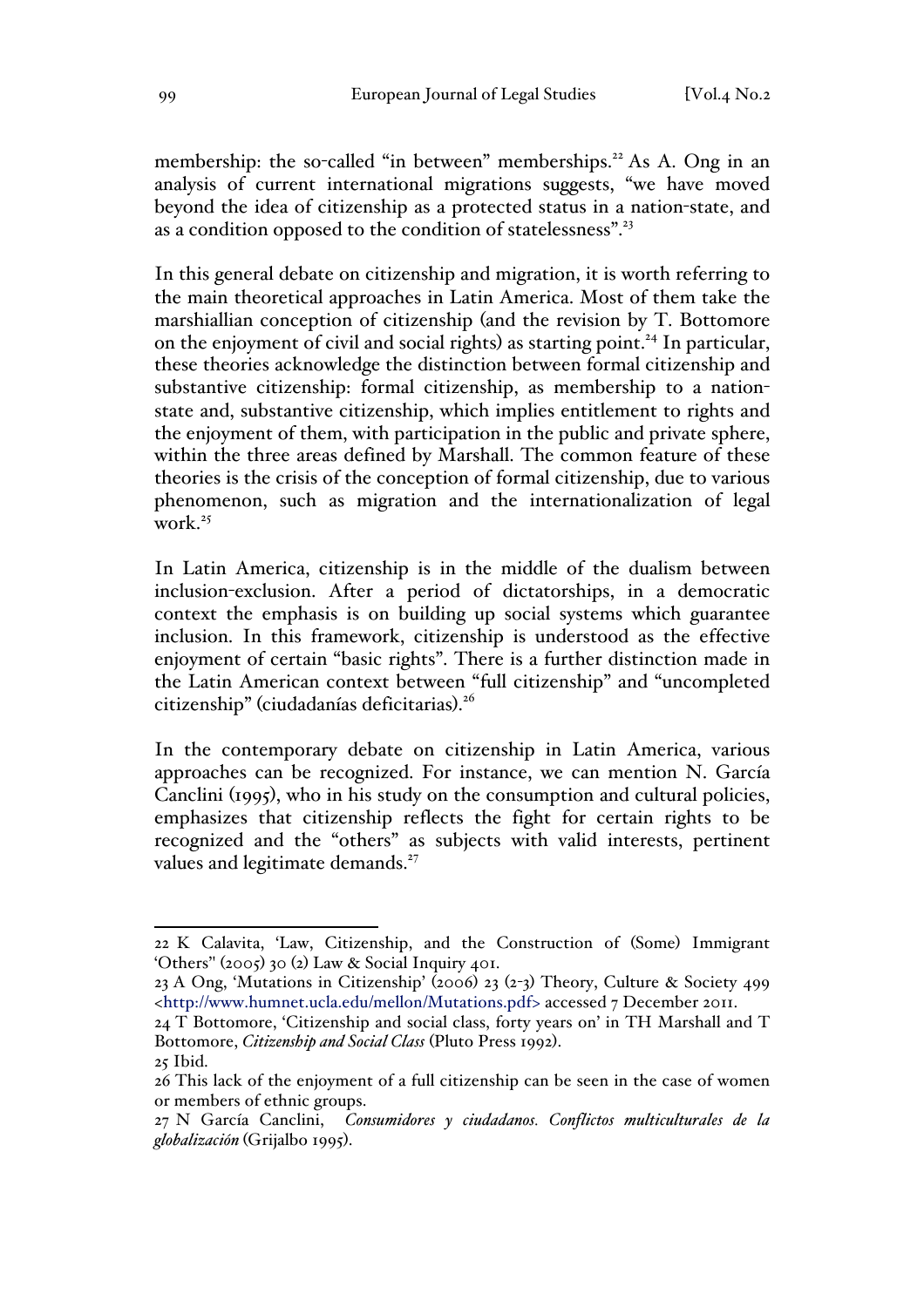membership: the so-called "in between" memberships.[22] As A. Ong in an analysis of current international migrations suggests, "we have moved beyond the idea of citizenship as a protected status in a nation-state, and as a condition opposed to the condition of statelessness".[23]

In this general debate on citizenship and migration, it is worth referring to the main theoretical approaches in Latin America. Most of them take the marshiallian conception of citizenship (and the revision by T. Bottomore on the enjoyment of civil and social rights) as starting point.[24] In particular, these theories acknowledge the distinction between formal citizenship and substantive citizenship: formal citizenship, as membership to a nation-state and, substantive citizenship, which implies entitlement to rights and the enjoyment of them, with participation in the public and private sphere, within the three areas defined by Marshall. The common feature of these theories is the crisis of the conception of formal citizenship, due to various phenomenon, such as migration and the internationalization of legal work.[25]

In Latin America, citizenship is in the middle of the dualism between inclusion-exclusion. After a period of dictatorships, in a democratic context the emphasis is on building up social systems which guarantee inclusion. In this framework, citizenship is understood as the effective enjoyment of certain "basic rights". There is a further distinction made in the Latin American context between "full citizenship" and "uncompleted citizenship" (ciudadanías deficitarias).[26]

In the contemporary debate on citizenship in Latin America, various approaches can be recognized. For instance, we can mention N. García Canclini (1995), who in his study on the consumption and cultural policies, emphasizes that citizenship reflects the fight for certain rights to be recognized and the "others" as subjects with valid interests, pertinent values and legitimate demands.[27]

---

22 K Calavita, 'Law, Citizenship, and the Construction of (Some) Immigrant 'Others'' (2005) 30 (2) Law & Social Inquiry 401.

23 A Ong, 'Mutations in Citizenship' (2006) 23 (2-3) Theory, Culture & Society 499 <http://www.humnet.ucla.edu/mellon/Mutations.pdf> accessed 7 December 2011.

24 T Bottomore, 'Citizenship and social class, forty years on' in TH Marshall and T Bottomore, *Citizenship and Social Class* (Pluto Press 1992).

25 Ibid.

26 This lack of the enjoyment of a full citizenship can be seen in the case of women or members of ethnic groups.

27 N García Canclini, *Consumidores y ciudadanos. Conflictos multiculturales de la globalización* (Grijalbo 1995).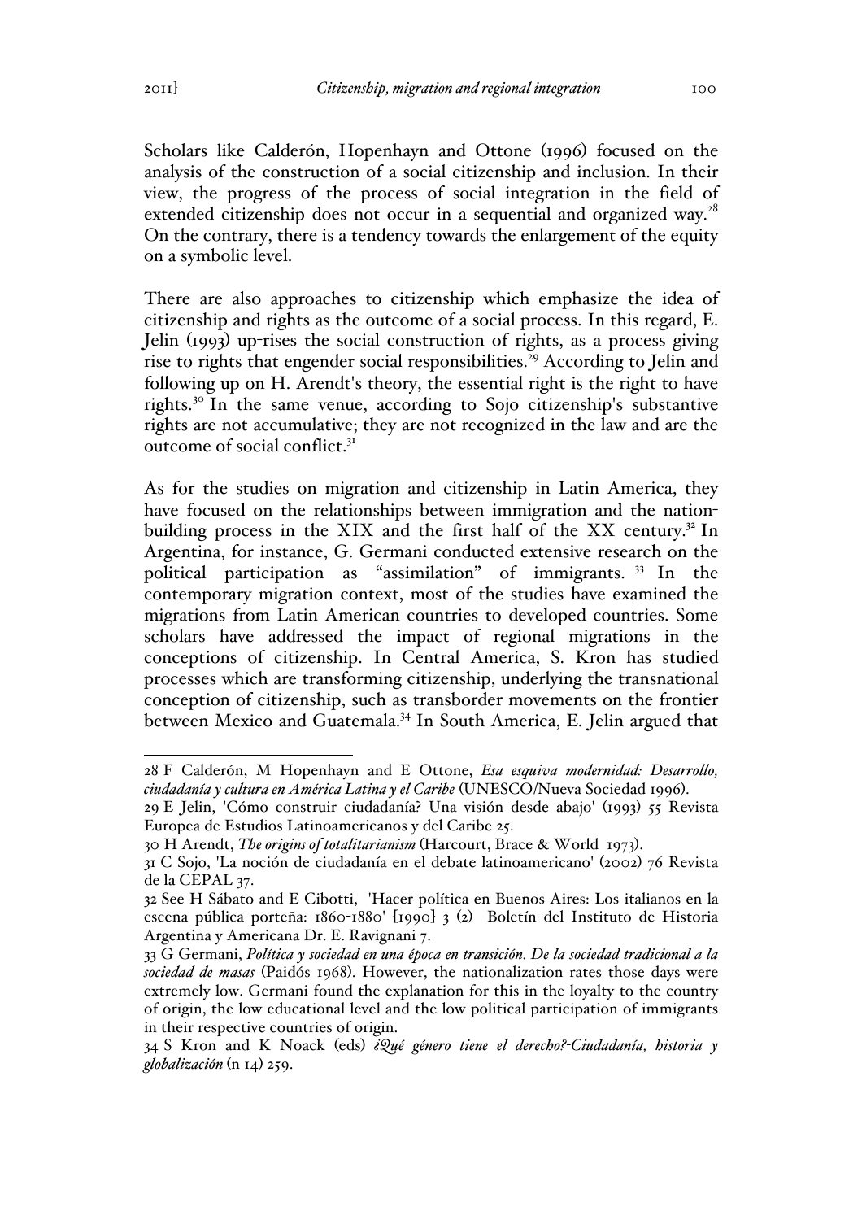Scholars like Calderón, Hopenhayn and Ottone (1996) focused on the analysis of the construction of a social citizenship and inclusion. In their view, the progress of the process of social integration in the field of extended citizenship does not occur in a sequential and organized way.[28] On the contrary, there is a tendency towards the enlargement of the equity on a symbolic level.

There are also approaches to citizenship which emphasize the idea of citizenship and rights as the outcome of a social process. In this regard, E. Jelin (1993) up-rises the social construction of rights, as a process giving rise to rights that engender social responsibilities.[29] According to Jelin and following up on H. Arendt's theory, the essential right is the right to have rights.[30] In the same venue, according to Sojo citizenship's substantive rights are not accumulative; they are not recognized in the law and are the outcome of social conflict.[31]

As for the studies on migration and citizenship in Latin America, they have focused on the relationships between immigration and the nation-building process in the XIX and the first half of the XX century.[32] In Argentina, for instance, G. Germani conducted extensive research on the political participation as "assimilation" of immigrants. [33] In the contemporary migration context, most of the studies have examined the migrations from Latin American countries to developed countries. Some scholars have addressed the impact of regional migrations in the conceptions of citizenship. In Central America, S. Kron has studied processes which are transforming citizenship, underlying the transnational conception of citizenship, such as transborder movements on the frontier between Mexico and Guatemala.[34] In South America, E. Jelin argued that

---

28 F Calderón, M Hopenhayn and E Ottone, *Esa esquiva modernidad: Desarrollo, ciudadanía y cultura en América Latina y el Caribe* (UNESCO/Nueva Sociedad 1996).

29 E Jelin, 'Cómo construir ciudadanía? Una visión desde abajo' (1993) 55 Revista Europea de Estudios Latinoamericanos y del Caribe 25.

30 H Arendt, *The origins of totalitarianism* (Harcourt, Brace & World 1973).

31 C Sojo, 'La noción de ciudadanía en el debate latinoamericano' (2002) 76 Revista de la CEPAL 37.

32 See H Sábato and E Cibotti, 'Hacer política en Buenos Aires: Los italianos en la escena pública porteña: 1860-1880' [1990] 3 (2) Boletín del Instituto de Historia Argentina y Americana Dr. E. Ravignani 7.

33 G Germani, *Política y sociedad en una época en transición. De la sociedad tradicional a la sociedad de masas* (Paidós 1968). However, the nationalization rates those days were extremely low. Germani found the explanation for this in the loyalty to the country of origin, the low educational level and the low political participation of immigrants in their respective countries of origin.

34 S Kron and K Noack (eds) *¿Qué género tiene el derecho?-Ciudadanía, historia y globalización* (n 14) 259.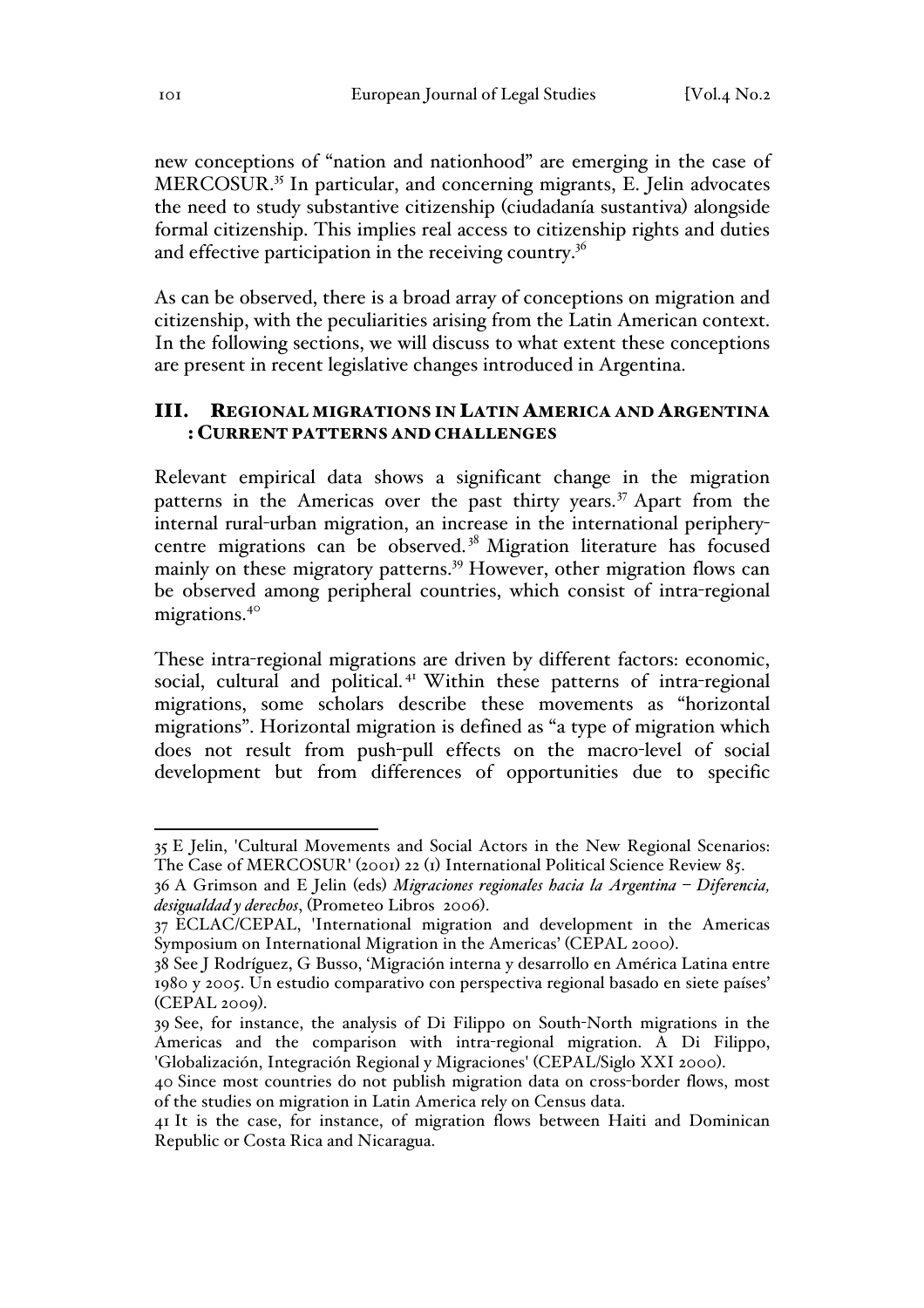new conceptions of "nation and nationhood" are emerging in the case of MERCOSUR.[35] In particular, and concerning migrants, E. Jelin advocates the need to study substantive citizenship (ciudadanía sustantiva) alongside formal citizenship. This implies real access to citizenship rights and duties and effective participation in the receiving country.[36]

As can be observed, there is a broad array of conceptions on migration and citizenship, with the peculiarities arising from the Latin American context. In the following sections, we will discuss to what extent these conceptions are present in recent legislative changes introduced in Argentina.

## III. Regional migrations in Latin America and Argentina : Current patterns and challenges

Relevant empirical data shows a significant change in the migration patterns in the Americas over the past thirty years.[37] Apart from the internal rural-urban migration, an increase in the international periphery-centre migrations can be observed.[38] Migration literature has focused mainly on these migratory patterns.[39] However, other migration flows can be observed among peripheral countries, which consist of intra-regional migrations.[40]

These intra-regional migrations are driven by different factors: economic, social, cultural and political.[41] Within these patterns of intra-regional migrations, some scholars describe these movements as "horizontal migrations". Horizontal migration is defined as "a type of migration which does not result from push-pull effects on the macro-level of social development but from differences of opportunities due to specific

---

35 E Jelin, 'Cultural Movements and Social Actors in the New Regional Scenarios: The Case of MERCOSUR' (2001) 22 (1) International Political Science Review 85.

36 A Grimson and E Jelin (eds) *Migraciones regionales hacia la Argentina – Diferencia, desigualdad y derechos*, (Prometeo Libros 2006).

37 ECLAC/CEPAL, 'International migration and development in the Americas Symposium on International Migration in the Americas' (CEPAL 2000).

38 See J Rodríguez, G Busso, 'Migración interna y desarrollo en América Latina entre 1980 y 2005. Un estudio comparativo con perspectiva regional basado en siete países' (CEPAL 2009).

39 See, for instance, the analysis of Di Filippo on South-North migrations in the Americas and the comparison with intra-regional migration. A Di Filippo, 'Globalización, Integración Regional y Migraciones' (CEPAL/Siglo XXI 2000).

40 Since most countries do not publish migration data on cross-border flows, most of the studies on migration in Latin America rely on Census data.

41 It is the case, for instance, of migration flows between Haiti and Dominican Republic or Costa Rica and Nicaragua.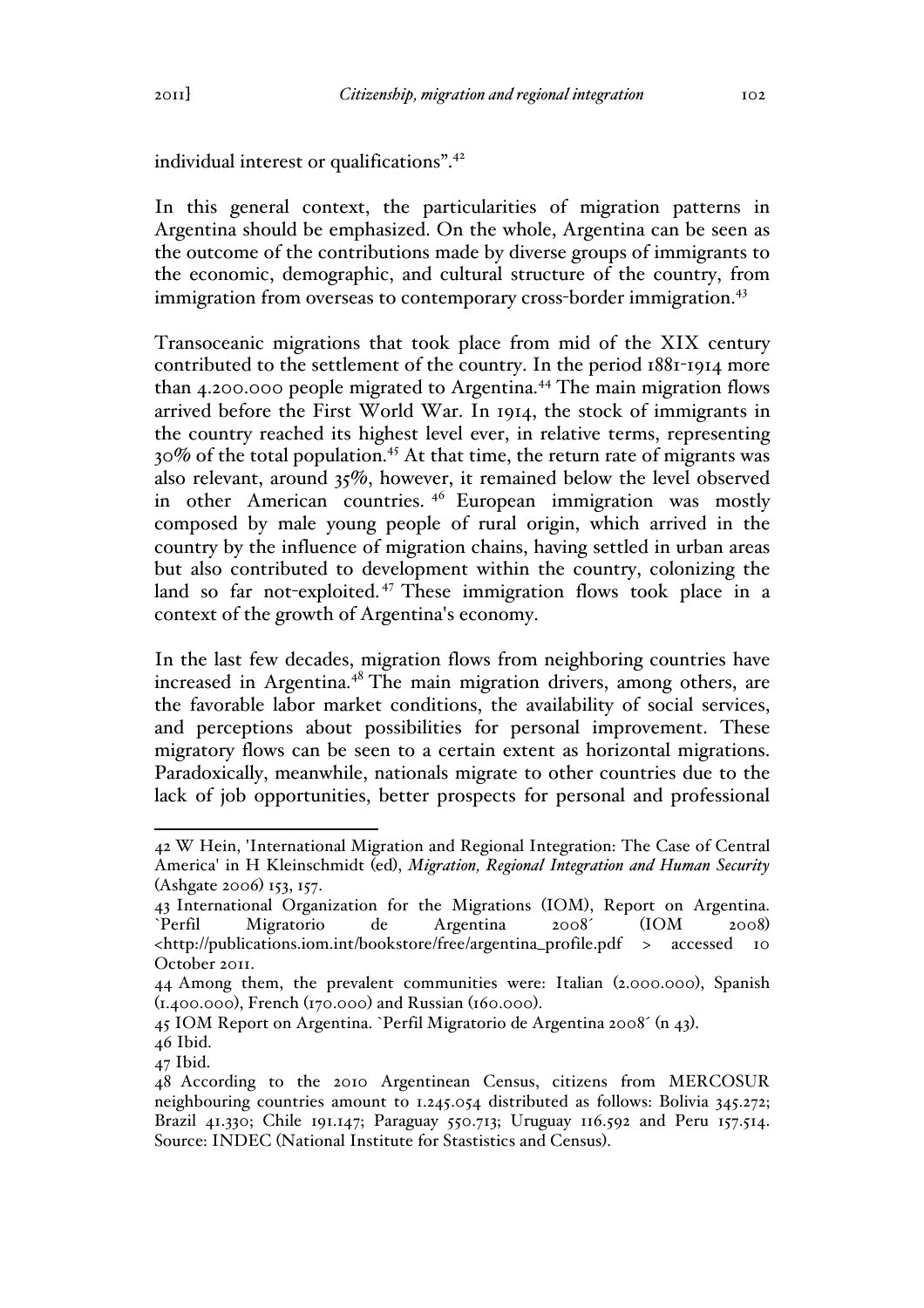individual interest or qualifications".[42]

In this general context, the particularities of migration patterns in Argentina should be emphasized. On the whole, Argentina can be seen as the outcome of the contributions made by diverse groups of immigrants to the economic, demographic, and cultural structure of the country, from immigration from overseas to contemporary cross-border immigration.[43]

Transoceanic migrations that took place from mid of the XIX century contributed to the settlement of the country. In the period 1881-1914 more than 4.200.000 people migrated to Argentina.[44] The main migration flows arrived before the First World War. In 1914, the stock of immigrants in the country reached its highest level ever, in relative terms, representing 30% of the total population.[45] At that time, the return rate of migrants was also relevant, around 35%, however, it remained below the level observed in other American countries.[46] European immigration was mostly composed by male young people of rural origin, which arrived in the country by the influence of migration chains, having settled in urban areas but also contributed to development within the country, colonizing the land so far not-exploited.[47] These immigration flows took place in a context of the growth of Argentina's economy.

In the last few decades, migration flows from neighboring countries have increased in Argentina.[48] The main migration drivers, among others, are the favorable labor market conditions, the availability of social services, and perceptions about possibilities for personal improvement. These migratory flows can be seen to a certain extent as horizontal migrations. Paradoxically, meanwhile, nationals migrate to other countries due to the lack of job opportunities, better prospects for personal and professional

---

42 W Hein, 'International Migration and Regional Integration: The Case of Central America' in H Kleinschmidt (ed), *Migration, Regional Integration and Human Security* (Ashgate 2006) 153, 157.

43 International Organization for the Migrations (IOM), Report on Argentina. `Perfil Migratorio de Argentina 2008´ (IOM 2008) <http://publications.iom.int/bookstore/free/argentina_profile.pdf > accessed 10 October 2011.

44 Among them, the prevalent communities were: Italian (2.000.000), Spanish (1.400.000), French (170.000) and Russian (160.000).

45 IOM Report on Argentina. `Perfil Migratorio de Argentina 2008´ (n 43).

46 Ibid.

47 Ibid.

48 According to the 2010 Argentinean Census, citizens from MERCOSUR neighbouring countries amount to 1.245.054 distributed as follows: Bolivia 345.272; Brazil 41.330; Chile 191.147; Paraguay 550.713; Uruguay 116.592 and Peru 157.514. Source: INDEC (National Institute for Stastistics and Census).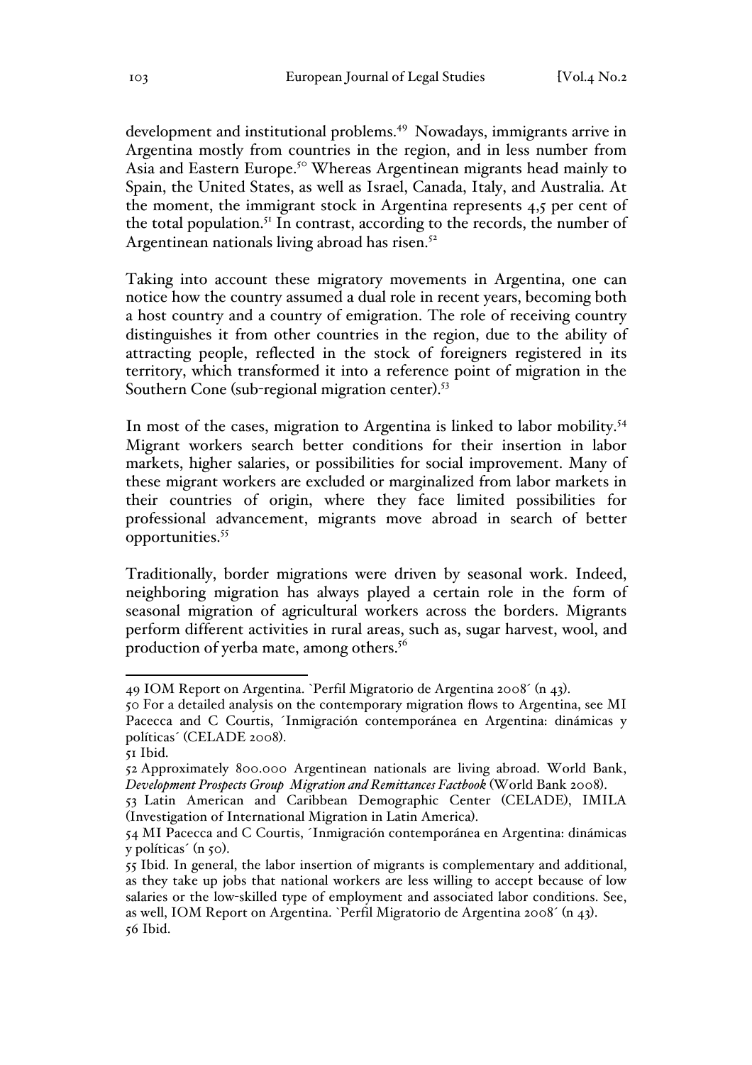development and institutional problems.[49] Nowadays, immigrants arrive in Argentina mostly from countries in the region, and in less number from Asia and Eastern Europe.[50] Whereas Argentinean migrants head mainly to Spain, the United States, as well as Israel, Canada, Italy, and Australia. At the moment, the immigrant stock in Argentina represents 4,5 per cent of the total population.[51] In contrast, according to the records, the number of Argentinean nationals living abroad has risen.[52]

Taking into account these migratory movements in Argentina, one can notice how the country assumed a dual role in recent years, becoming both a host country and a country of emigration. The role of receiving country distinguishes it from other countries in the region, due to the ability of attracting people, reflected in the stock of foreigners registered in its territory, which transformed it into a reference point of migration in the Southern Cone (sub-regional migration center).[53]

In most of the cases, migration to Argentina is linked to labor mobility.[54] Migrant workers search better conditions for their insertion in labor markets, higher salaries, or possibilities for social improvement. Many of these migrant workers are excluded or marginalized from labor markets in their countries of origin, where they face limited possibilities for professional advancement, migrants move abroad in search of better opportunities.[55]

Traditionally, border migrations were driven by seasonal work. Indeed, neighboring migration has always played a certain role in the form of seasonal migration of agricultural workers across the borders. Migrants perform different activities in rural areas, such as, sugar harvest, wool, and production of yerba mate, among others.[56]

---

49 IOM Report on Argentina. `Perfil Migratorio de Argentina 2008´ (n 43).

50 For a detailed analysis on the contemporary migration flows to Argentina, see MI Pacecca and C Courtis, ´Inmigración contemporánea en Argentina: dinámicas y políticas´ (CELADE 2008).

51 Ibid.

52 Approximately 800.000 Argentinean nationals are living abroad. World Bank, *Development Prospects Group Migration and Remittances Factbook* (World Bank 2008).

53 Latin American and Caribbean Demographic Center (CELADE), IMILA (Investigation of International Migration in Latin America).

54 MI Pacecca and C Courtis, ´Inmigración contemporánea en Argentina: dinámicas y políticas´ (n 50).

55 Ibid. In general, the labor insertion of migrants is complementary and additional, as they take up jobs that national workers are less willing to accept because of low salaries or the low-skilled type of employment and associated labor conditions. See, as well, IOM Report on Argentina. `Perfil Migratorio de Argentina 2008´ (n 43).

56 Ibid.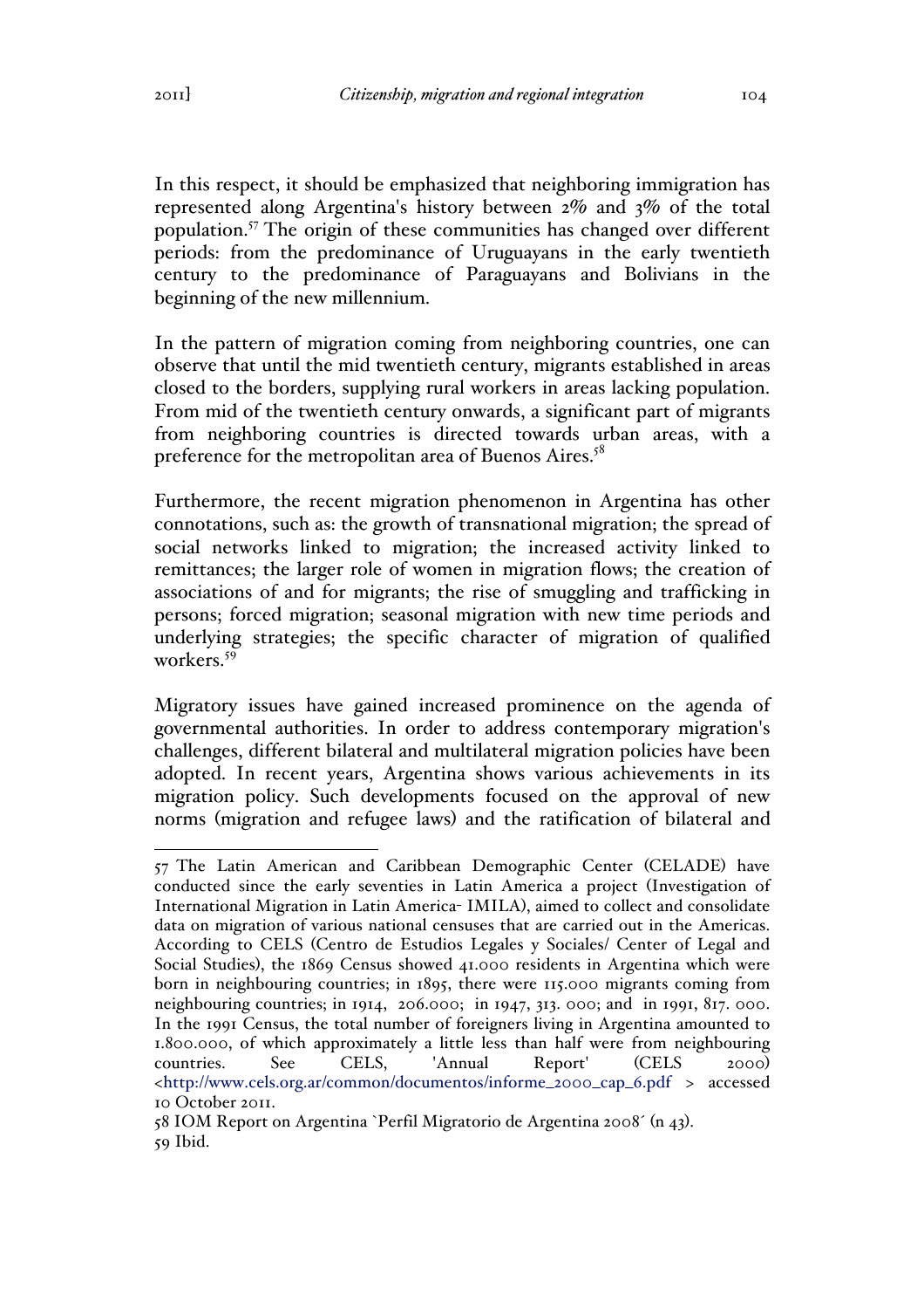In this respect, it should be emphasized that neighboring immigration has represented along Argentina's history between 2% and 3% of the total population.[57] The origin of these communities has changed over different periods: from the predominance of Uruguayans in the early twentieth century to the predominance of Paraguayans and Bolivians in the beginning of the new millennium.

In the pattern of migration coming from neighboring countries, one can observe that until the mid twentieth century, migrants established in areas closed to the borders, supplying rural workers in areas lacking population. From mid of the twentieth century onwards, a significant part of migrants from neighboring countries is directed towards urban areas, with a preference for the metropolitan area of Buenos Aires.[58]

Furthermore, the recent migration phenomenon in Argentina has other connotations, such as: the growth of transnational migration; the spread of social networks linked to migration; the increased activity linked to remittances; the larger role of women in migration flows; the creation of associations of and for migrants; the rise of smuggling and trafficking in persons; forced migration; seasonal migration with new time periods and underlying strategies; the specific character of migration of qualified workers.[59]

Migratory issues have gained increased prominence on the agenda of governmental authorities. In order to address contemporary migration's challenges, different bilateral and multilateral migration policies have been adopted. In recent years, Argentina shows various achievements in its migration policy. Such developments focused on the approval of new norms (migration and refugee laws) and the ratification of bilateral and

---

57 The Latin American and Caribbean Demographic Center (CELADE) have conducted since the early seventies in Latin America a project (Investigation of International Migration in Latin America- IMILA), aimed to collect and consolidate data on migration of various national censuses that are carried out in the Americas. According to CELS (Centro de Estudios Legales y Sociales/ Center of Legal and Social Studies), the 1869 Census showed 41.000 residents in Argentina which were born in neighbouring countries; in 1895, there were 115.000 migrants coming from neighbouring countries; in 1914, 206.000; in 1947, 313. 000; and in 1991, 817. 000. In the 1991 Census, the total number of foreigners living in Argentina amounted to 1.800.000, of which approximately a little less than half were from neighbouring countries. See CELS, 'Annual Report' (CELS 2000) <http://www.cels.org.ar/common/documentos/informe_2000_cap_6.pdf > accessed 10 October 2011.

58 IOM Report on Argentina `Perfil Migratorio de Argentina 2008´ (n 43).

59 Ibid.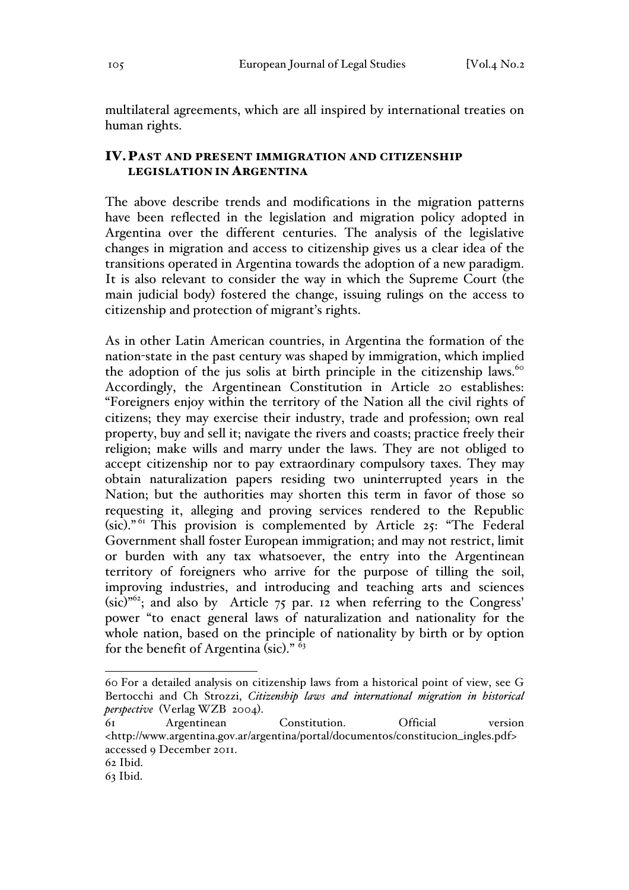multilateral agreements, which are all inspired by international treaties on human rights.

## IV. Past and present immigration and citizenship legislation in Argentina

The above describe trends and modifications in the migration patterns have been reflected in the legislation and migration policy adopted in Argentina over the different centuries. The analysis of the legislative changes in migration and access to citizenship gives us a clear idea of the transitions operated in Argentina towards the adoption of a new paradigm. It is also relevant to consider the way in which the Supreme Court (the main judicial body) fostered the change, issuing rulings on the access to citizenship and protection of migrant's rights.

As in other Latin American countries, in Argentina the formation of the nation-state in the past century was shaped by immigration, which implied the adoption of the jus solis at birth principle in the citizenship laws.[60] Accordingly, the Argentinean Constitution in Article 20 establishes: "Foreigners enjoy within the territory of the Nation all the civil rights of citizens; they may exercise their industry, trade and profession; own real property, buy and sell it; navigate the rivers and coasts; practice freely their religion; make wills and marry under the laws. They are not obliged to accept citizenship nor to pay extraordinary compulsory taxes. They may obtain naturalization papers residing two uninterrupted years in the Nation; but the authorities may shorten this term in favor of those so requesting it, alleging and proving services rendered to the Republic (sic)."[61] This provision is complemented by Article 25: "The Federal Government shall foster European immigration; and may not restrict, limit or burden with any tax whatsoever, the entry into the Argentinean territory of foreigners who arrive for the purpose of tilling the soil, improving industries, and introducing and teaching arts and sciences (sic)"[62]; and also by Article 75 par. 12 when referring to the Congress' power "to enact general laws of naturalization and nationality for the whole nation, based on the principle of nationality by birth or by option for the benefit of Argentina (sic)."[63]

---

60 For a detailed analysis on citizenship laws from a historical point of view, see G Bertocchi and Ch Strozzi, *Citizenship laws and international migration in historical perspective* (Verlag WZB 2004).

61 Argentinean Constitution. Official version <http://www.argentina.gov.ar/argentina/portal/documentos/constitucion_ingles.pdf> accessed 9 December 2011.

62 Ibid.

63 Ibid.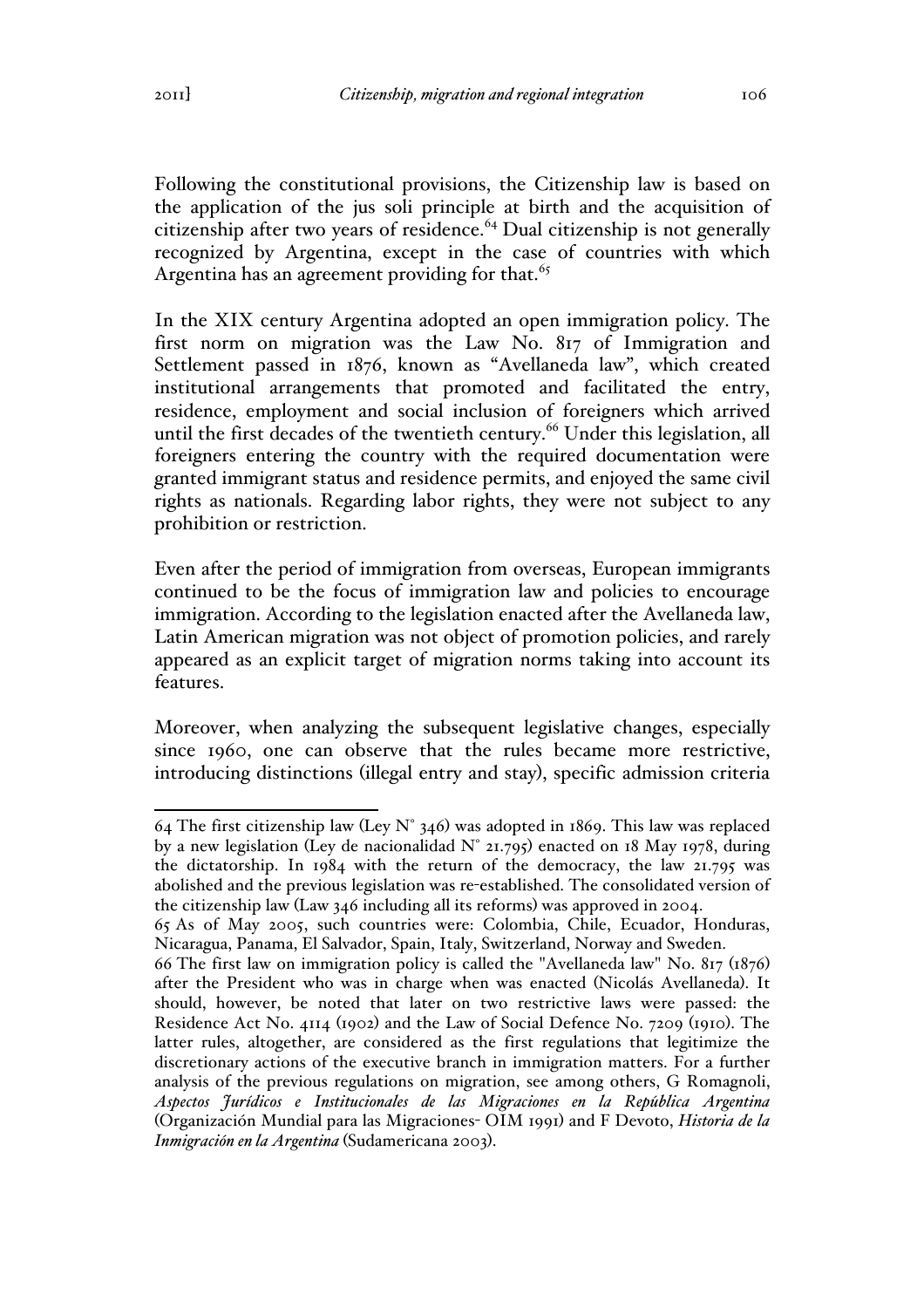Following the constitutional provisions, the Citizenship law is based on the application of the jus soli principle at birth and the acquisition of citizenship after two years of residence.[64] Dual citizenship is not generally recognized by Argentina, except in the case of countries with which Argentina has an agreement providing for that.[65]

In the XIX century Argentina adopted an open immigration policy. The first norm on migration was the Law No. 817 of Immigration and Settlement passed in 1876, known as "Avellaneda law", which created institutional arrangements that promoted and facilitated the entry, residence, employment and social inclusion of foreigners which arrived until the first decades of the twentieth century.[66] Under this legislation, all foreigners entering the country with the required documentation were granted immigrant status and residence permits, and enjoyed the same civil rights as nationals. Regarding labor rights, they were not subject to any prohibition or restriction.

Even after the period of immigration from overseas, European immigrants continued to be the focus of immigration law and policies to encourage immigration. According to the legislation enacted after the Avellaneda law, Latin American migration was not object of promotion policies, and rarely appeared as an explicit target of migration norms taking into account its features.

Moreover, when analyzing the subsequent legislative changes, especially since 1960, one can observe that the rules became more restrictive, introducing distinctions (illegal entry and stay), specific admission criteria

---

64 The first citizenship law (Ley N° 346) was adopted in 1869. This law was replaced by a new legislation (Ley de nacionalidad N° 21.795) enacted on 18 May 1978, during the dictatorship. In 1984 with the return of the democracy, the law 21.795 was abolished and the previous legislation was re-established. The consolidated version of the citizenship law (Law 346 including all its reforms) was approved in 2004.

65 As of May 2005, such countries were: Colombia, Chile, Ecuador, Honduras, Nicaragua, Panama, El Salvador, Spain, Italy, Switzerland, Norway and Sweden.

66 The first law on immigration policy is called the "Avellaneda law" No. 817 (1876) after the President who was in charge when was enacted (Nicolás Avellaneda). It should, however, be noted that later on two restrictive laws were passed: the Residence Act No. 4114 (1902) and the Law of Social Defence No. 7209 (1910). The latter rules, altogether, are considered as the first regulations that legitimize the discretionary actions of the executive branch in immigration matters. For a further analysis of the previous regulations on migration, see among others, G Romagnoli, *Aspectos Jurídicos e Institucionales de las Migraciones en la República Argentina* (Organización Mundial para las Migraciones- OIM 1991) and F Devoto, *Historia de la Inmigración en la Argentina* (Sudamericana 2003).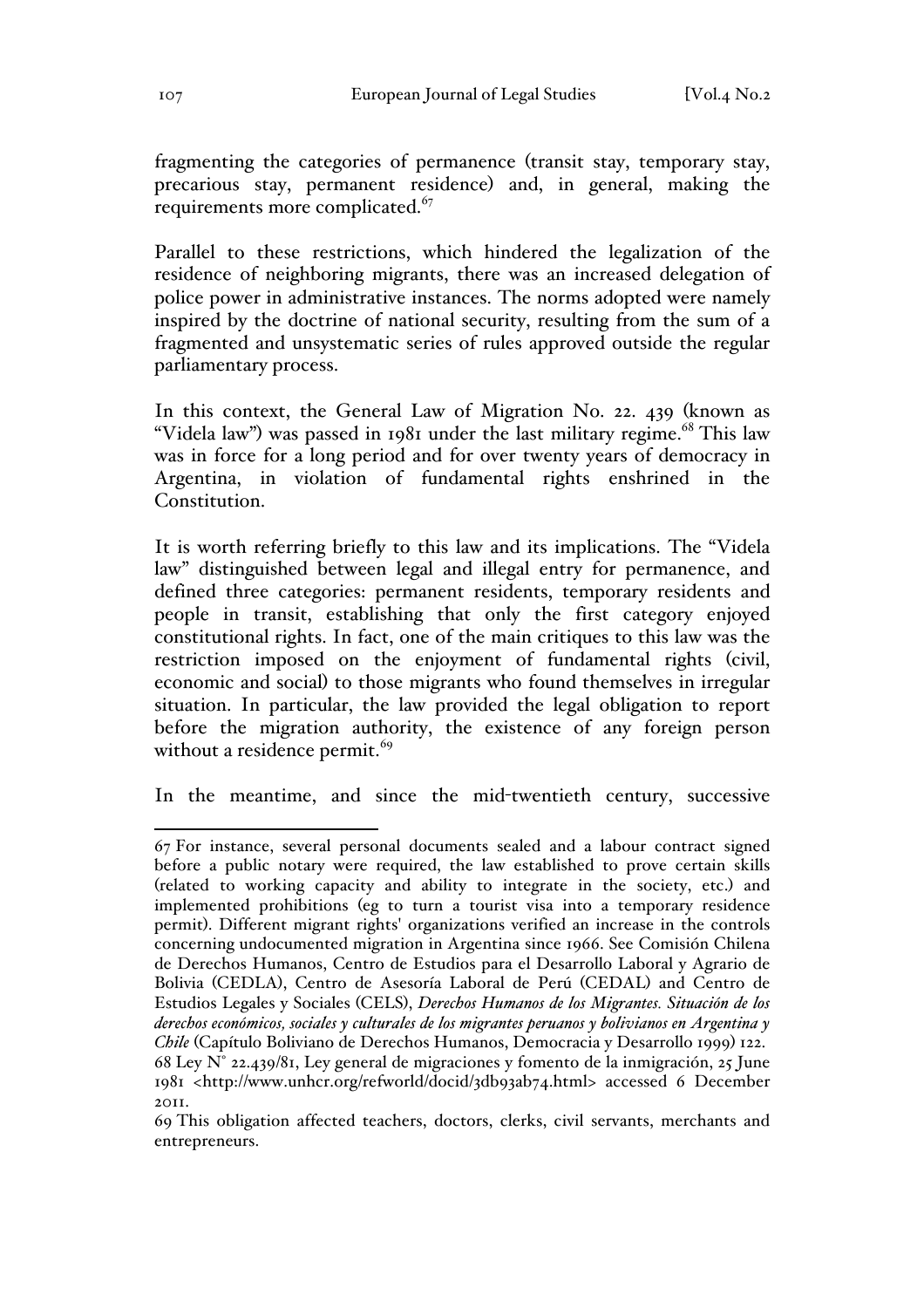fragmenting the categories of permanence (transit stay, temporary stay, precarious stay, permanent residence) and, in general, making the requirements more complicated.[67]

Parallel to these restrictions, which hindered the legalization of the residence of neighboring migrants, there was an increased delegation of police power in administrative instances. The norms adopted were namely inspired by the doctrine of national security, resulting from the sum of a fragmented and unsystematic series of rules approved outside the regular parliamentary process.

In this context, the General Law of Migration No. 22. 439 (known as "Videla law") was passed in 1981 under the last military regime.[68] This law was in force for a long period and for over twenty years of democracy in Argentina, in violation of fundamental rights enshrined in the Constitution.

It is worth referring briefly to this law and its implications. The "Videla law" distinguished between legal and illegal entry for permanence, and defined three categories: permanent residents, temporary residents and people in transit, establishing that only the first category enjoyed constitutional rights. In fact, one of the main critiques to this law was the restriction imposed on the enjoyment of fundamental rights (civil, economic and social) to those migrants who found themselves in irregular situation. In particular, the law provided the legal obligation to report before the migration authority, the existence of any foreign person without a residence permit.[69]

In the meantime, and since the mid-twentieth century, successive

---

67 For instance, several personal documents sealed and a labour contract signed before a public notary were required, the law established to prove certain skills (related to working capacity and ability to integrate in the society, etc.) and implemented prohibitions (eg to turn a tourist visa into a temporary residence permit). Different migrant rights' organizations verified an increase in the controls concerning undocumented migration in Argentina since 1966. See Comisión Chilena de Derechos Humanos, Centro de Estudios para el Desarrollo Laboral y Agrario de Bolivia (CEDLA), Centro de Asesoría Laboral de Perú (CEDAL) and Centro de Estudios Legales y Sociales (CELS), *Derechos Humanos de los Migrantes. Situación de los derechos económicos, sociales y culturales de los migrantes peruanos y bolivianos en Argentina y Chile* (Capítulo Boliviano de Derechos Humanos, Democracia y Desarrollo 1999) 122.

68 Ley N° 22.439/81, Ley general de migraciones y fomento de la inmigración, 25 June 1981 <http://www.unhcr.org/refworld/docid/3db93ab74.html> accessed 6 December 2011.

69 This obligation affected teachers, doctors, clerks, civil servants, merchants and entrepreneurs.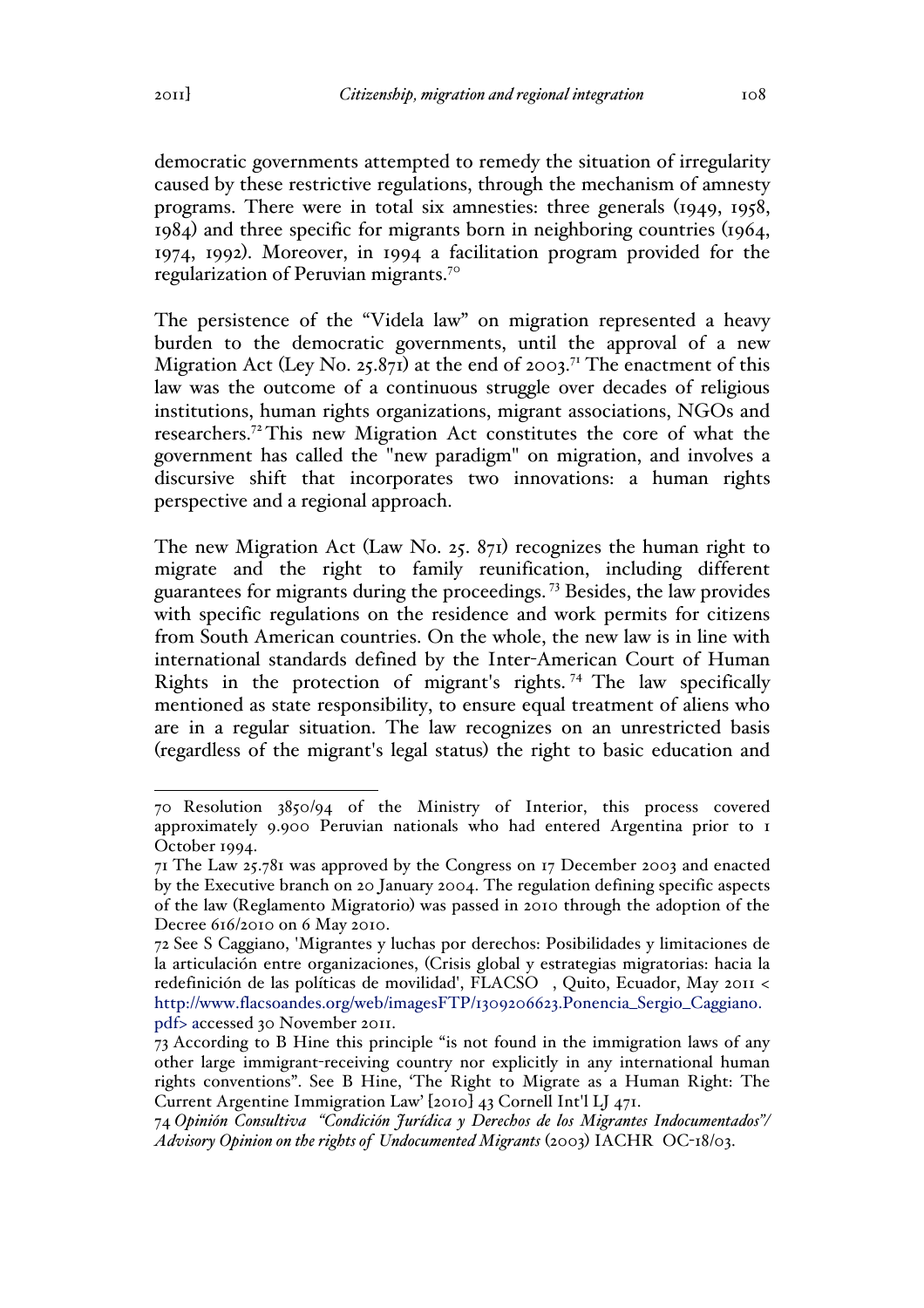democratic governments attempted to remedy the situation of irregularity caused by these restrictive regulations, through the mechanism of amnesty programs. There were in total six amnesties: three generals (1949, 1958, 1984) and three specific for migrants born in neighboring countries (1964, 1974, 1992). Moreover, in 1994 a facilitation program provided for the regularization of Peruvian migrants.[70]

The persistence of the "Videla law" on migration represented a heavy burden to the democratic governments, until the approval of a new Migration Act (Ley No. 25.871) at the end of 2003.[71] The enactment of this law was the outcome of a continuous struggle over decades of religious institutions, human rights organizations, migrant associations, NGOs and researchers.[72] This new Migration Act constitutes the core of what the government has called the "new paradigm" on migration, and involves a discursive shift that incorporates two innovations: a human rights perspective and a regional approach.

The new Migration Act (Law No. 25. 871) recognizes the human right to migrate and the right to family reunification, including different guarantees for migrants during the proceedings.[73] Besides, the law provides with specific regulations on the residence and work permits for citizens from South American countries. On the whole, the new law is in line with international standards defined by the Inter-American Court of Human Rights in the protection of migrant's rights.[74] The law specifically mentioned as state responsibility, to ensure equal treatment of aliens who are in a regular situation. The law recognizes on an unrestricted basis (regardless of the migrant's legal status) the right to basic education and

---

70 Resolution 3850/94 of the Ministry of Interior, this process covered approximately 9.900 Peruvian nationals who had entered Argentina prior to 1 October 1994.

71 The Law 25.781 was approved by the Congress on 17 December 2003 and enacted by the Executive branch on 20 January 2004. The regulation defining specific aspects of the law (Reglamento Migratorio) was passed in 2010 through the adoption of the Decree 616/2010 on 6 May 2010.

72 See S Caggiano, 'Migrantes y luchas por derechos: Posibilidades y limitaciones de la articulación entre organizaciones, (Crisis global y estrategias migratorias: hacia la redefinición de las políticas de movilidad', FLACSO , Quito, Ecuador, May 2011 < http://www.flacsoandes.org/web/imagesFTP/1309206623.Ponencia_Sergio_Caggiano.pdf> accessed 30 November 2011.

73 According to B Hine this principle "is not found in the immigration laws of any other large immigrant-receiving country nor explicitly in any international human rights conventions". See B Hine, 'The Right to Migrate as a Human Right: The Current Argentine Immigration Law' [2010] 43 Cornell Int'l LJ 471.

74 *Opinión Consultiva "Condición Jurídica y Derechos de los Migrantes Indocumentados"/ Advisory Opinion on the rights of Undocumented Migrants* (2003) IACHR OC-18/03.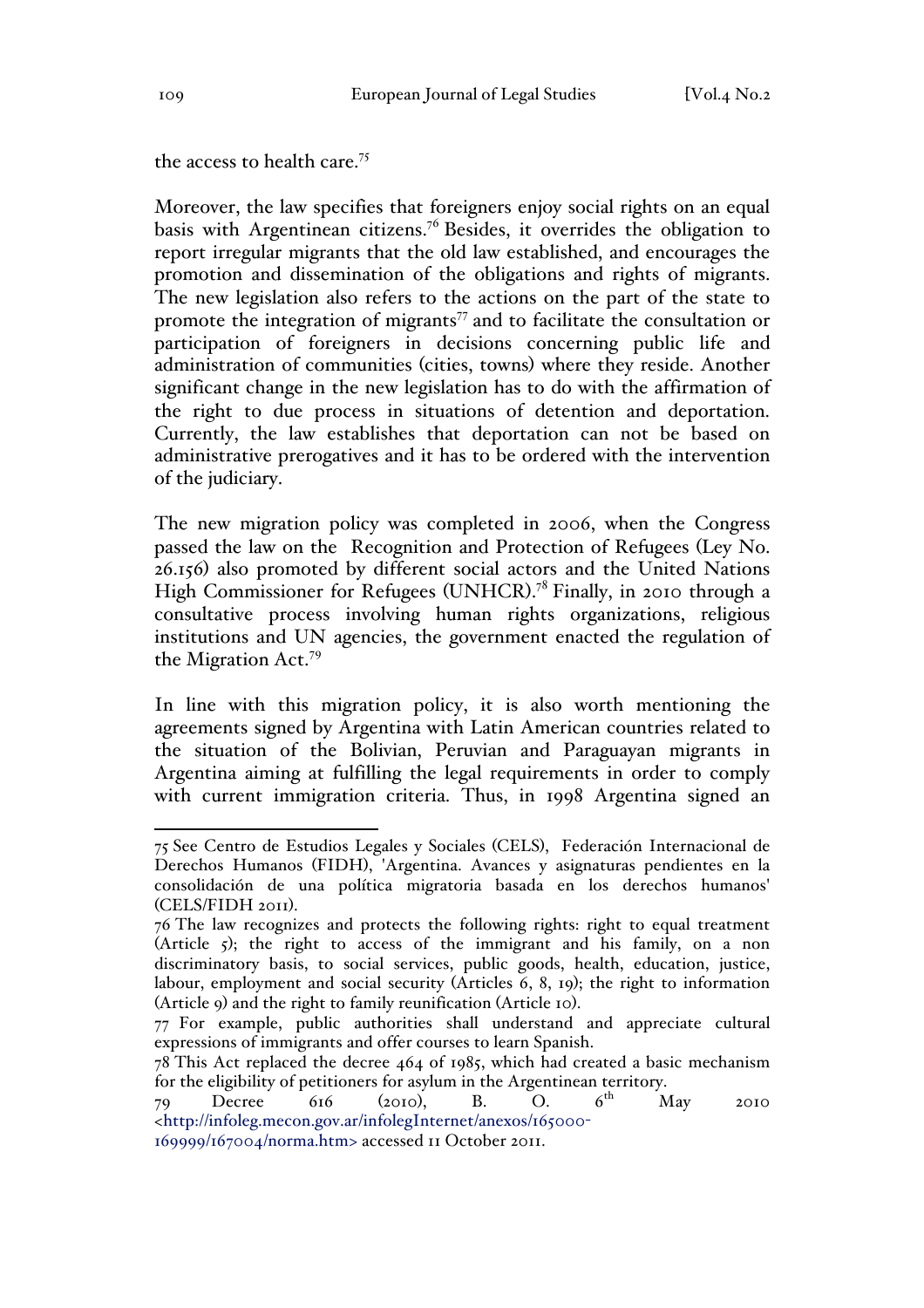the access to health care.[75]

Moreover, the law specifies that foreigners enjoy social rights on an equal basis with Argentinean citizens.[76] Besides, it overrides the obligation to report irregular migrants that the old law established, and encourages the promotion and dissemination of the obligations and rights of migrants. The new legislation also refers to the actions on the part of the state to promote the integration of migrants[77] and to facilitate the consultation or participation of foreigners in decisions concerning public life and administration of communities (cities, towns) where they reside. Another significant change in the new legislation has to do with the affirmation of the right to due process in situations of detention and deportation. Currently, the law establishes that deportation can not be based on administrative prerogatives and it has to be ordered with the intervention of the judiciary.

The new migration policy was completed in 2006, when the Congress passed the law on the Recognition and Protection of Refugees (Ley No. 26.156) also promoted by different social actors and the United Nations High Commissioner for Refugees (UNHCR).[78] Finally, in 2010 through a consultative process involving human rights organizations, religious institutions and UN agencies, the government enacted the regulation of the Migration Act.[79]

In line with this migration policy, it is also worth mentioning the agreements signed by Argentina with Latin American countries related to the situation of the Bolivian, Peruvian and Paraguayan migrants in Argentina aiming at fulfilling the legal requirements in order to comply with current immigration criteria. Thus, in 1998 Argentina signed an

---

75 See Centro de Estudios Legales y Sociales (CELS), Federación Internacional de Derechos Humanos (FIDH), 'Argentina. Avances y asignaturas pendientes en la consolidación de una política migratoria basada en los derechos humanos' (CELS/FIDH 2011).

76 The law recognizes and protects the following rights: right to equal treatment (Article 5); the right to access of the immigrant and his family, on a non discriminatory basis, to social services, public goods, health, education, justice, labour, employment and social security (Articles 6, 8, 19); the right to information (Article 9) and the right to family reunification (Article 10).

77 For example, public authorities shall understand and appreciate cultural expressions of immigrants and offer courses to learn Spanish.

78 This Act replaced the decree 464 of 1985, which had created a basic mechanism for the eligibility of petitioners for asylum in the Argentinean territory.

79 Decree 616 (2010), B. O. 6th May 2010 <http://infoleg.mecon.gov.ar/infolegInternet/anexos/165000-169999/167004/norma.htm> accessed 11 October 2011.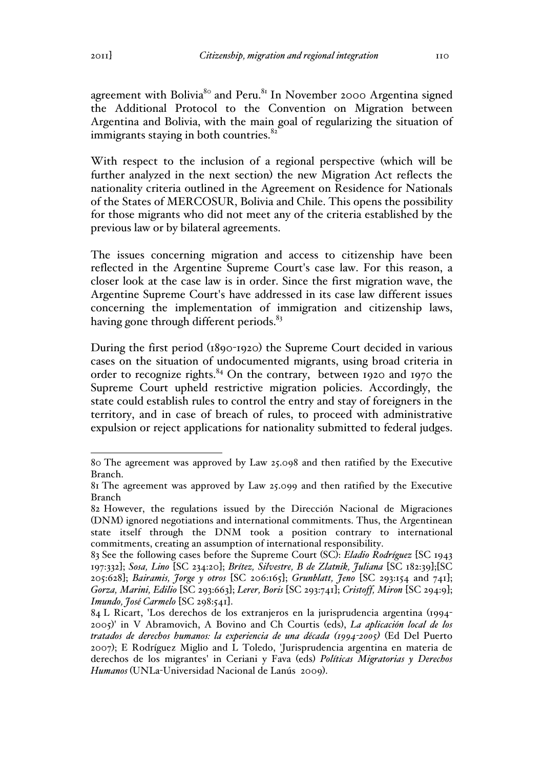agreement with Bolivia[80] and Peru.[81] In November 2000 Argentina signed the Additional Protocol to the Convention on Migration between Argentina and Bolivia, with the main goal of regularizing the situation of immigrants staying in both countries.[82]

With respect to the inclusion of a regional perspective (which will be further analyzed in the next section) the new Migration Act reflects the nationality criteria outlined in the Agreement on Residence for Nationals of the States of MERCOSUR, Bolivia and Chile. This opens the possibility for those migrants who did not meet any of the criteria established by the previous law or by bilateral agreements.

The issues concerning migration and access to citizenship have been reflected in the Argentine Supreme Court's case law. For this reason, a closer look at the case law is in order. Since the first migration wave, the Argentine Supreme Court's have addressed in its case law different issues concerning the implementation of immigration and citizenship laws, having gone through different periods.[83]

During the first period (1890-1920) the Supreme Court decided in various cases on the situation of undocumented migrants, using broad criteria in order to recognize rights.[84] On the contrary, between 1920 and 1970 the Supreme Court upheld restrictive migration policies. Accordingly, the state could establish rules to control the entry and stay of foreigners in the territory, and in case of breach of rules, to proceed with administrative expulsion or reject applications for nationality submitted to federal judges.

---

80 The agreement was approved by Law 25.098 and then ratified by the Executive Branch.

81 The agreement was approved by Law 25.099 and then ratified by the Executive Branch

82 However, the regulations issued by the Dirección Nacional de Migraciones (DNM) ignored negotiations and international commitments. Thus, the Argentinean state itself through the DNM took a position contrary to international commitments, creating an assumption of international responsibility.

83 See the following cases before the Supreme Court (SC): *Eladio Rodríguez* [SC 1943 197:332]; *Sosa, Lino* [SC 234:20]; *Brítez, Silvestre, B de Zlatnik, Juliana* [SC 182:39];[SC 205:628]; *Bairamis, Jorge y otros* [SC 206:165]; *Grunblatt, Jeno* [SC 293:154 and 741]; *Gorza, Marini, Edilio* [SC 293:663]; *Lerer, Boris* [SC 293:741]; *Cristoff, Miron* [SC 294:9]; *Imundo, José Carmelo* [SC 298:541].

84 L Ricart, 'Los derechos de los extranjeros en la jurisprudencia argentina (1994-2005)' in V Abramovich, A Bovino and Ch Courtis (eds), *La aplicación local de los tratados de derechos humanos: la experiencia de una década (1994-2005)* (Ed Del Puerto 2007); E Rodríguez Miglio and L Toledo, 'Jurisprudencia argentina en materia de derechos de los migrantes' in Ceriani y Fava (eds) *Políticas Migratorias y Derechos Humanos* (UNLa-Universidad Nacional de Lanús 2009).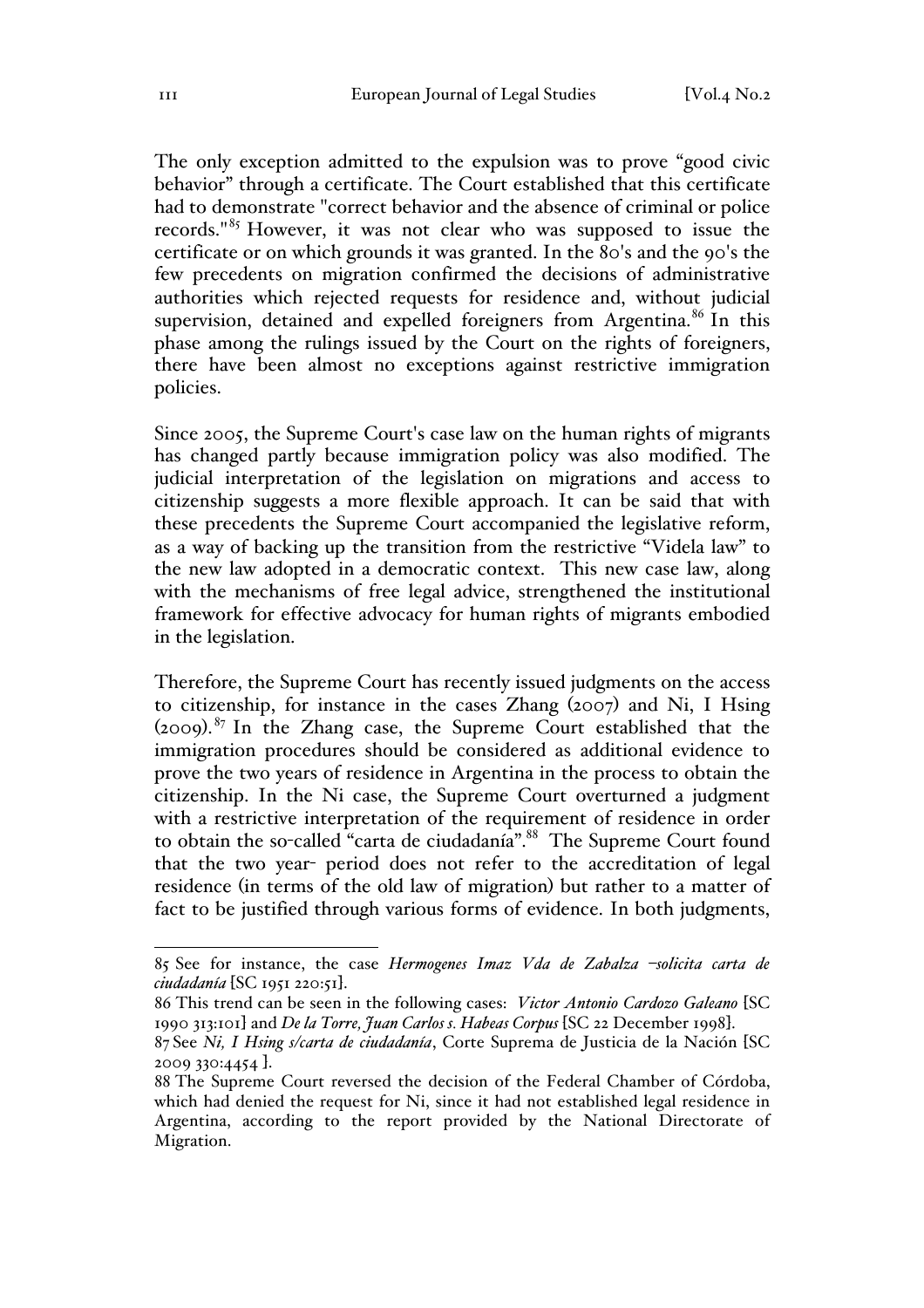The only exception admitted to the expulsion was to prove "good civic behavior" through a certificate. The Court established that this certificate had to demonstrate "correct behavior and the absence of criminal or police records."[85] However, it was not clear who was supposed to issue the certificate or on which grounds it was granted. In the 80's and the 90's the few precedents on migration confirmed the decisions of administrative authorities which rejected requests for residence and, without judicial supervision, detained and expelled foreigners from Argentina.[86] In this phase among the rulings issued by the Court on the rights of foreigners, there have been almost no exceptions against restrictive immigration policies.

Since 2005, the Supreme Court's case law on the human rights of migrants has changed partly because immigration policy was also modified. The judicial interpretation of the legislation on migrations and access to citizenship suggests a more flexible approach. It can be said that with these precedents the Supreme Court accompanied the legislative reform, as a way of backing up the transition from the restrictive "Videla law" to the new law adopted in a democratic context. This new case law, along with the mechanisms of free legal advice, strengthened the institutional framework for effective advocacy for human rights of migrants embodied in the legislation.

Therefore, the Supreme Court has recently issued judgments on the access to citizenship, for instance in the cases Zhang (2007) and Ni, I Hsing (2009).[87] In the Zhang case, the Supreme Court established that the immigration procedures should be considered as additional evidence to prove the two years of residence in Argentina in the process to obtain the citizenship. In the Ni case, the Supreme Court overturned a judgment with a restrictive interpretation of the requirement of residence in order to obtain the so-called "carta de ciudadanía".[88] The Supreme Court found that the two year- period does not refer to the accreditation of legal residence (in terms of the old law of migration) but rather to a matter of fact to be justified through various forms of evidence. In both judgments,

---

85 See for instance, the case *Hermogenes Imaz Vda de Zabalza –solicita carta de ciudadanía* [SC 1951 220:51].

86 This trend can be seen in the following cases: *Victor Antonio Cardozo Galeano* [SC 1990 313:101] and *De la Torre, Juan Carlos s. Habeas Corpus* [SC 22 December 1998].

87 See *Ni, I Hsing s/carta de ciudadanía*, Corte Suprema de Justicia de la Nación [SC 2009 330:4454 ].

88 The Supreme Court reversed the decision of the Federal Chamber of Córdoba, which had denied the request for Ni, since it had not established legal residence in Argentina, according to the report provided by the National Directorate of Migration.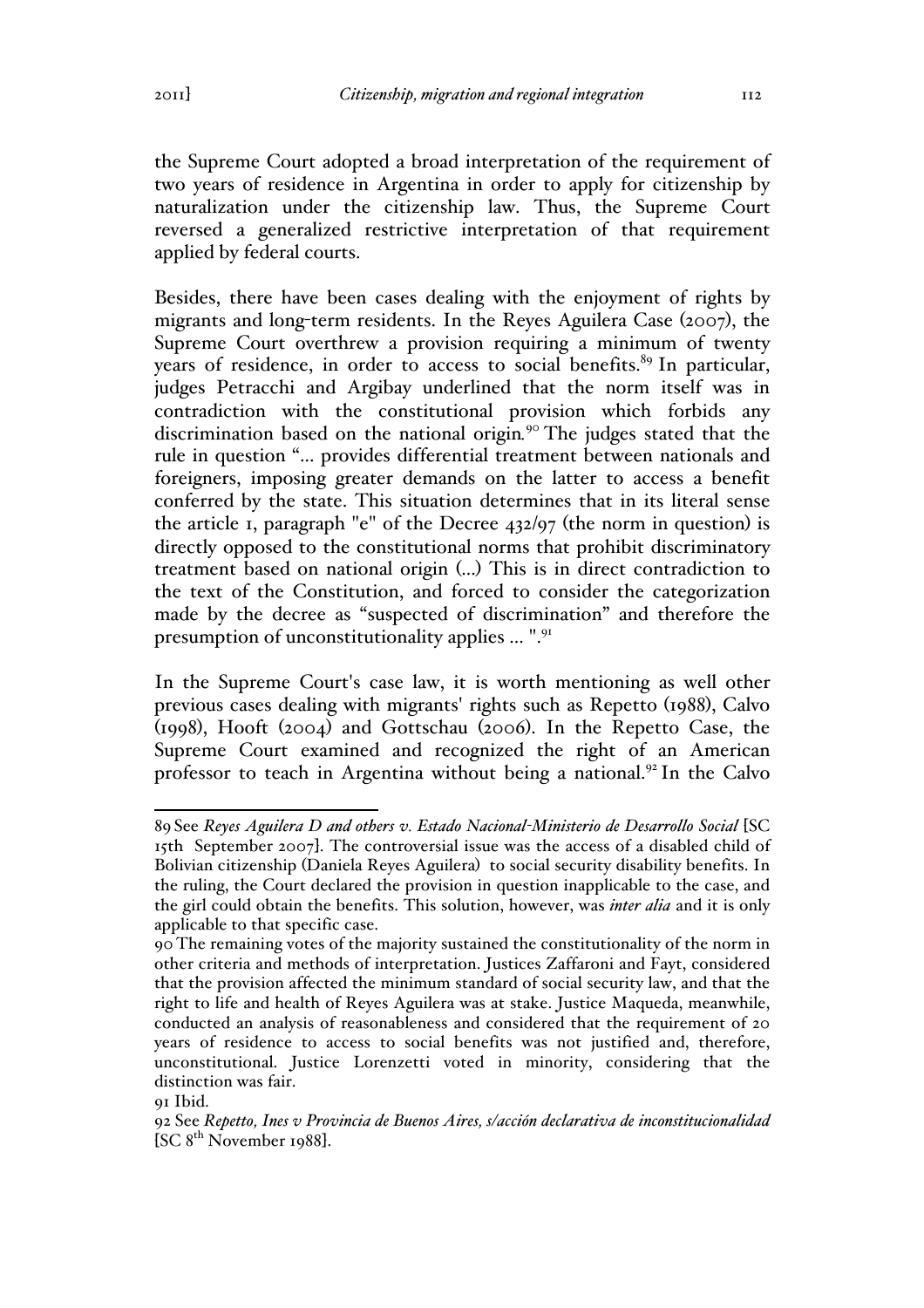the Supreme Court adopted a broad interpretation of the requirement of two years of residence in Argentina in order to apply for citizenship by naturalization under the citizenship law. Thus, the Supreme Court reversed a generalized restrictive interpretation of that requirement applied by federal courts.

Besides, there have been cases dealing with the enjoyment of rights by migrants and long-term residents. In the Reyes Aguilera Case (2007), the Supreme Court overthrew a provision requiring a minimum of twenty years of residence, in order to access to social benefits.[89] In particular, judges Petracchi and Argibay underlined that the norm itself was in contradiction with the constitutional provision which forbids any discrimination based on the national origin.[90] The judges stated that the rule in question "… provides differential treatment between nationals and foreigners, imposing greater demands on the latter to access a benefit conferred by the state. This situation determines that in its literal sense the article 1, paragraph "e" of the Decree 432/97 (the norm in question) is directly opposed to the constitutional norms that prohibit discriminatory treatment based on national origin (…) This is in direct contradiction to the text of the Constitution, and forced to consider the categorization made by the decree as "suspected of discrimination" and therefore the presumption of unconstitutionality applies … ".[91]

In the Supreme Court's case law, it is worth mentioning as well other previous cases dealing with migrants' rights such as Repetto (1988), Calvo (1998), Hooft (2004) and Gottschau (2006). In the Repetto Case, the Supreme Court examined and recognized the right of an American professor to teach in Argentina without being a national.[92] In the Calvo

---

89 See *Reyes Aguilera D and others v. Estado Nacional-Ministerio de Desarrollo Social* [SC 15th September 2007]. The controversial issue was the access of a disabled child of Bolivian citizenship (Daniela Reyes Aguilera) to social security disability benefits. In the ruling, the Court declared the provision in question inapplicable to the case, and the girl could obtain the benefits. This solution, however, was *inter alia* and it is only applicable to that specific case.

90 The remaining votes of the majority sustained the constitutionality of the norm in other criteria and methods of interpretation. Justices Zaffaroni and Fayt, considered that the provision affected the minimum standard of social security law, and that the right to life and health of Reyes Aguilera was at stake. Justice Maqueda, meanwhile, conducted an analysis of reasonableness and considered that the requirement of 20 years of residence to access to social benefits was not justified and, therefore, unconstitutional. Justice Lorenzetti voted in minority, considering that the distinction was fair.

91 Ibid.

92 See *Repetto, Ines v Provincia de Buenos Aires, s/acción declarativa de inconstitucionalidad* [SC 8th November 1988].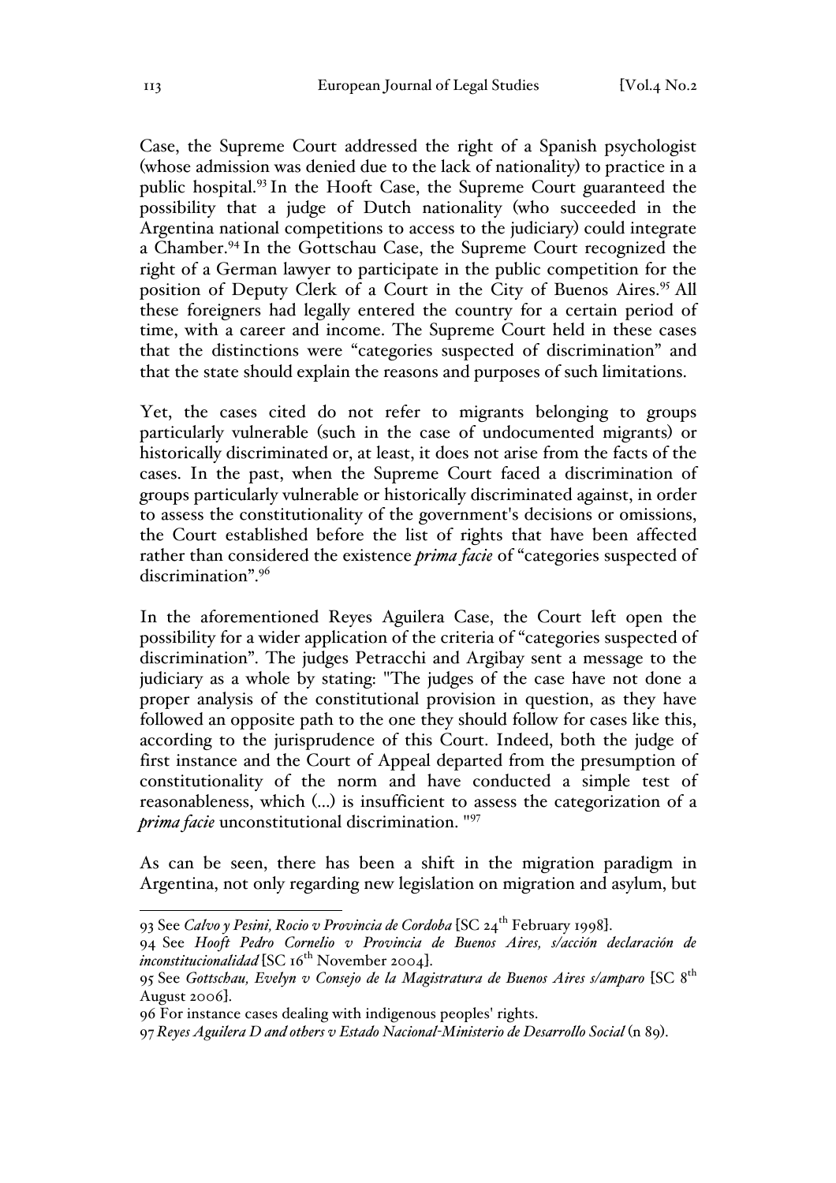Case, the Supreme Court addressed the right of a Spanish psychologist (whose admission was denied due to the lack of nationality) to practice in a public hospital.[93] In the Hooft Case, the Supreme Court guaranteed the possibility that a judge of Dutch nationality (who succeeded in the Argentina national competitions to access to the judiciary) could integrate a Chamber.[94] In the Gottschau Case, the Supreme Court recognized the right of a German lawyer to participate in the public competition for the position of Deputy Clerk of a Court in the City of Buenos Aires.[95] All these foreigners had legally entered the country for a certain period of time, with a career and income. The Supreme Court held in these cases that the distinctions were "categories suspected of discrimination" and that the state should explain the reasons and purposes of such limitations.

Yet, the cases cited do not refer to migrants belonging to groups particularly vulnerable (such in the case of undocumented migrants) or historically discriminated or, at least, it does not arise from the facts of the cases. In the past, when the Supreme Court faced a discrimination of groups particularly vulnerable or historically discriminated against, in order to assess the constitutionality of the government's decisions or omissions, the Court established before the list of rights that have been affected rather than considered the existence *prima facie* of "categories suspected of discrimination".[96]

In the aforementioned Reyes Aguilera Case, the Court left open the possibility for a wider application of the criteria of "categories suspected of discrimination". The judges Petracchi and Argibay sent a message to the judiciary as a whole by stating: "The judges of the case have not done a proper analysis of the constitutional provision in question, as they have followed an opposite path to the one they should follow for cases like this, according to the jurisprudence of this Court. Indeed, both the judge of first instance and the Court of Appeal departed from the presumption of constitutionality of the norm and have conducted a simple test of reasonableness, which (...) is insufficient to assess the categorization of a *prima facie* unconstitutional discrimination. "[97]

As can be seen, there has been a shift in the migration paradigm in Argentina, not only regarding new legislation on migration and asylum, but

---

93 See *Calvo y Pesini, Rocio v Provincia de Cordoba* [SC 24th February 1998].

94 See *Hooft Pedro Cornelio v Provincia de Buenos Aires, s/acción declaración de inconstitucionalidad* [SC 16th November 2004].

95 See *Gottschau, Evelyn v Consejo de la Magistratura de Buenos Aires s/amparo* [SC 8th August 2006].

96 For instance cases dealing with indigenous peoples' rights.

97 *Reyes Aguilera D and others v Estado Nacional-Ministerio de Desarrollo Social* (n 89).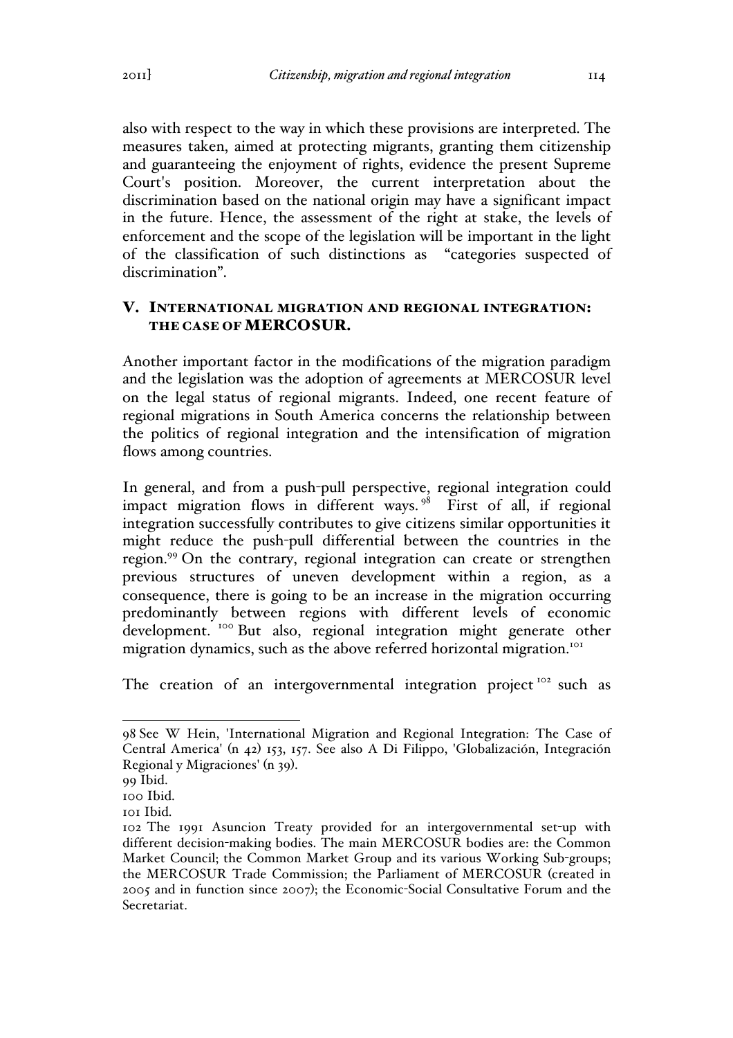also with respect to the way in which these provisions are interpreted. The measures taken, aimed at protecting migrants, granting them citizenship and guaranteeing the enjoyment of rights, evidence the present Supreme Court's position. Moreover, the current interpretation about the discrimination based on the national origin may have a significant impact in the future. Hence, the assessment of the right at stake, the levels of enforcement and the scope of the legislation will be important in the light of the classification of such distinctions as "categories suspected of discrimination".

## V. INTERNATIONAL MIGRATION AND REGIONAL INTEGRATION: THE CASE OF MERCOSUR.

Another important factor in the modifications of the migration paradigm and the legislation was the adoption of agreements at MERCOSUR level on the legal status of regional migrants. Indeed, one recent feature of regional migrations in South America concerns the relationship between the politics of regional integration and the intensification of migration flows among countries.

In general, and from a push-pull perspective, regional integration could impact migration flows in different ways.[98] First of all, if regional integration successfully contributes to give citizens similar opportunities it might reduce the push-pull differential between the countries in the region.[99] On the contrary, regional integration can create or strengthen previous structures of uneven development within a region, as a consequence, there is going to be an increase in the migration occurring predominantly between regions with different levels of economic development.[100] But also, regional integration might generate other migration dynamics, such as the above referred horizontal migration.[101]

The creation of an intergovernmental integration project[102] such as

---

98 See W Hein, 'International Migration and Regional Integration: The Case of Central America' (n 42) 153, 157. See also A Di Filippo, 'Globalización, Integración Regional y Migraciones' (n 39).

99 Ibid.

100 Ibid.

101 Ibid.

102 The 1991 Asuncion Treaty provided for an intergovernmental set-up with different decision-making bodies. The main MERCOSUR bodies are: the Common Market Council; the Common Market Group and its various Working Sub-groups; the MERCOSUR Trade Commission; the Parliament of MERCOSUR (created in 2005 and in function since 2007); the Economic-Social Consultative Forum and the Secretariat.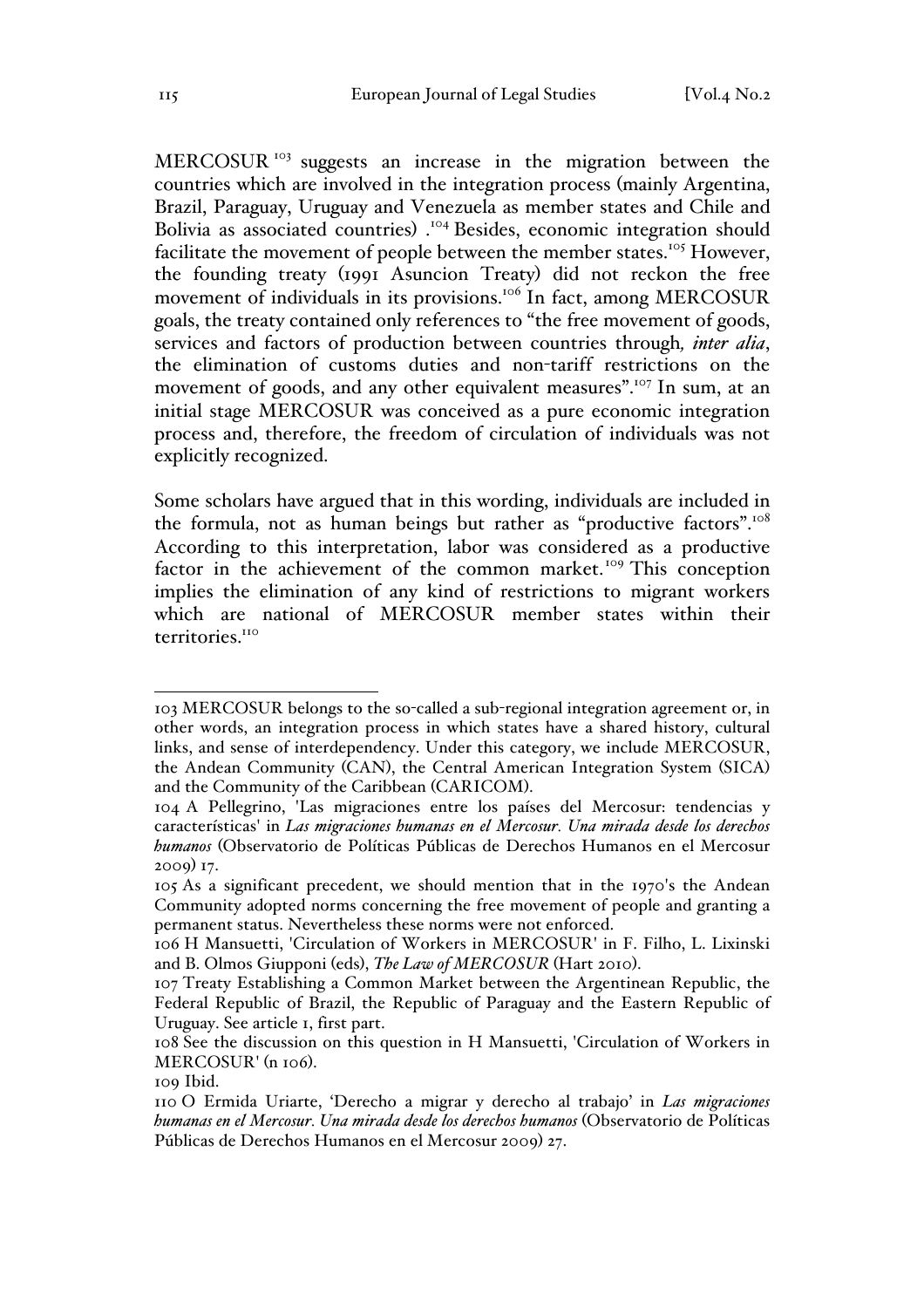MERCOSUR [103] suggests an increase in the migration between the countries which are involved in the integration process (mainly Argentina, Brazil, Paraguay, Uruguay and Venezuela as member states and Chile and Bolivia as associated countries) .[104] Besides, economic integration should facilitate the movement of people between the member states.[105] However, the founding treaty (1991 Asuncion Treaty) did not reckon the free movement of individuals in its provisions.[106] In fact, among MERCOSUR goals, the treaty contained only references to "the free movement of goods, services and factors of production between countries through*, inter alia*, the elimination of customs duties and non-tariff restrictions on the movement of goods, and any other equivalent measures".[107] In sum, at an initial stage MERCOSUR was conceived as a pure economic integration process and, therefore, the freedom of circulation of individuals was not explicitly recognized.

Some scholars have argued that in this wording, individuals are included in the formula, not as human beings but rather as "productive factors".[108] According to this interpretation, labor was considered as a productive factor in the achievement of the common market.[109] This conception implies the elimination of any kind of restrictions to migrant workers which are national of MERCOSUR member states within their territories.[110]

---

103 MERCOSUR belongs to the so-called a sub-regional integration agreement or, in other words, an integration process in which states have a shared history, cultural links, and sense of interdependency. Under this category, we include MERCOSUR, the Andean Community (CAN), the Central American Integration System (SICA) and the Community of the Caribbean (CARICOM).

104 A Pellegrino, 'Las migraciones entre los países del Mercosur: tendencias y características' in *Las migraciones humanas en el Mercosur. Una mirada desde los derechos humanos* (Observatorio de Políticas Públicas de Derechos Humanos en el Mercosur 2009) 17.

105 As a significant precedent, we should mention that in the 1970's the Andean Community adopted norms concerning the free movement of people and granting a permanent status. Nevertheless these norms were not enforced.

106 H Mansuetti, 'Circulation of Workers in MERCOSUR' in F. Filho, L. Lixinski and B. Olmos Giupponi (eds), *The Law of MERCOSUR* (Hart 2010).

107 Treaty Establishing a Common Market between the Argentinean Republic, the Federal Republic of Brazil, the Republic of Paraguay and the Eastern Republic of Uruguay. See article 1, first part.

108 See the discussion on this question in H Mansuetti, 'Circulation of Workers in MERCOSUR' (n 106).

109 Ibid.

110 O Ermida Uriarte, 'Derecho a migrar y derecho al trabajo' in *Las migraciones humanas en el Mercosur. Una mirada desde los derechos humanos* (Observatorio de Políticas Públicas de Derechos Humanos en el Mercosur 2009) 27.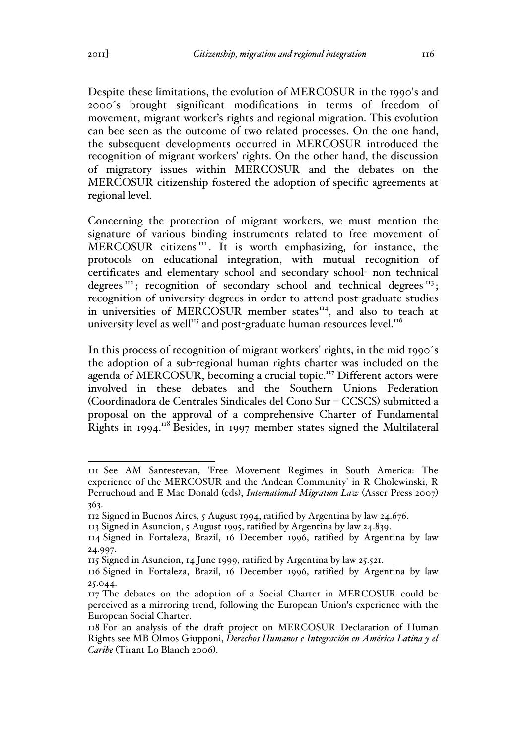Despite these limitations, the evolution of MERCOSUR in the 1990's and 2000´s brought significant modifications in terms of freedom of movement, migrant worker's rights and regional migration. This evolution can bee seen as the outcome of two related processes. On the one hand, the subsequent developments occurred in MERCOSUR introduced the recognition of migrant workers' rights. On the other hand, the discussion of migratory issues within MERCOSUR and the debates on the MERCOSUR citizenship fostered the adoption of specific agreements at regional level.

Concerning the protection of migrant workers, we must mention the signature of various binding instruments related to free movement of MERCOSUR citizens[111]. It is worth emphasizing, for instance, the protocols on educational integration, with mutual recognition of certificates and elementary school and secondary school- non technical degrees[112]; recognition of secondary school and technical degrees[113]; recognition of university degrees in order to attend post-graduate studies in universities of MERCOSUR member states[114], and also to teach at university level as well[115] and post-graduate human resources level.[116]

In this process of recognition of migrant workers' rights, in the mid 1990´s the adoption of a sub-regional human rights charter was included on the agenda of MERCOSUR, becoming a crucial topic.[117] Different actors were involved in these debates and the Southern Unions Federation (Coordinadora de Centrales Sindicales del Cono Sur – CCSCS) submitted a proposal on the approval of a comprehensive Charter of Fundamental Rights in 1994.[118] Besides, in 1997 member states signed the Multilateral

---

111 See AM Santestevan, 'Free Movement Regimes in South America: The experience of the MERCOSUR and the Andean Community' in R Cholewinski, R Perruchoud and E Mac Donald (eds), *International Migration Law* (Asser Press 2007) 363.

112 Signed in Buenos Aires, 5 August 1994, ratified by Argentina by law 24.676.

113 Signed in Asuncion, 5 August 1995, ratified by Argentina by law 24.839.

114 Signed in Fortaleza, Brazil, 16 December 1996, ratified by Argentina by law 24.997.

115 Signed in Asuncion, 14 June 1999, ratified by Argentina by law 25.521.

116 Signed in Fortaleza, Brazil, 16 December 1996, ratified by Argentina by law 25.044.

117 The debates on the adoption of a Social Charter in MERCOSUR could be perceived as a mirroring trend, following the European Union's experience with the European Social Charter.

118 For an analysis of the draft project on MERCOSUR Declaration of Human Rights see MB Olmos Giupponi, *Derechos Humanos e Integración en América Latina y el Caribe* (Tirant Lo Blanch 2006).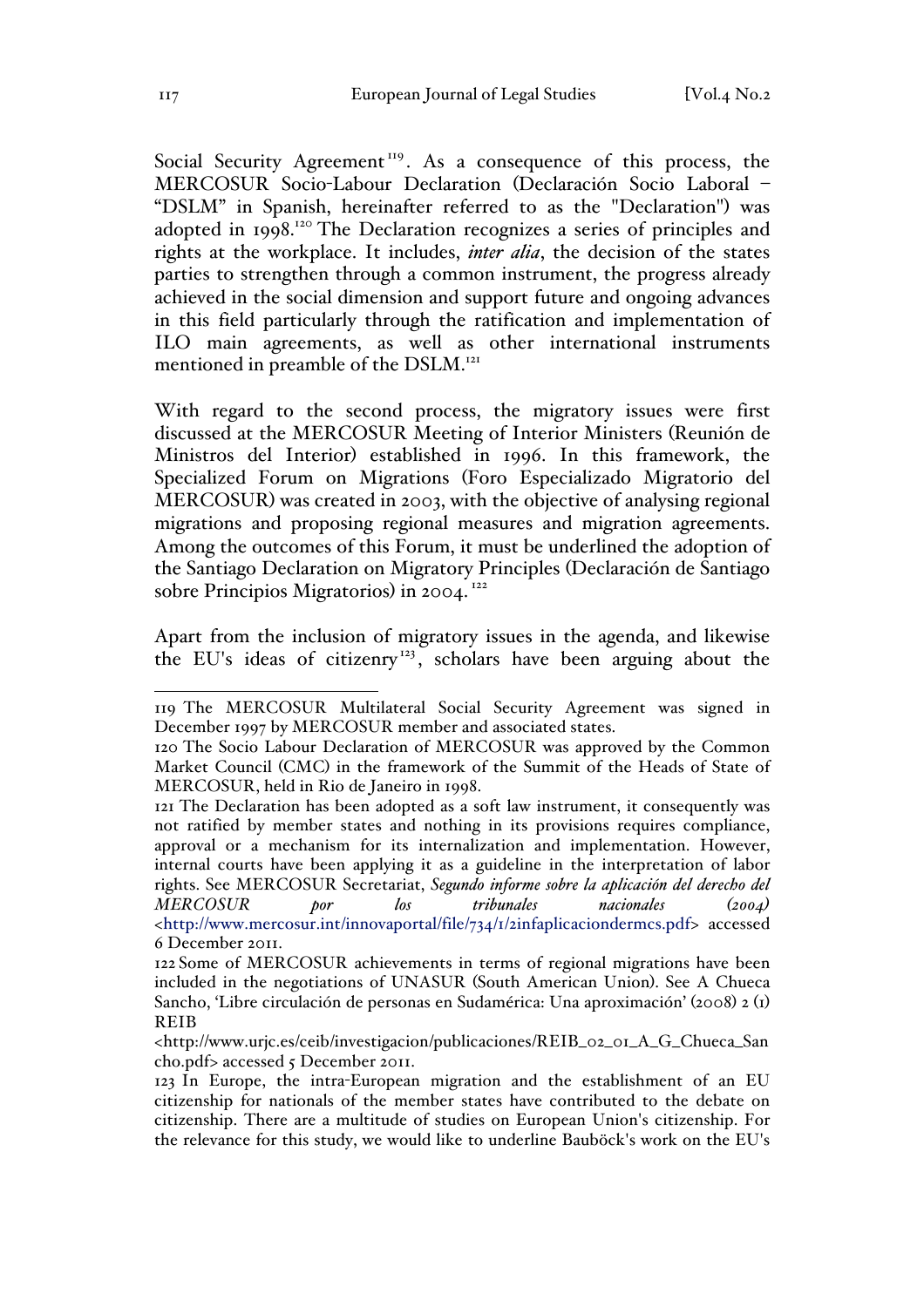Social Security Agreement[119]. As a consequence of this process, the MERCOSUR Socio-Labour Declaration (Declaración Socio Laboral – "DSLM" in Spanish, hereinafter referred to as the "Declaration") was adopted in 1998.[120] The Declaration recognizes a series of principles and rights at the workplace. It includes, ***inter alia***, the decision of the states parties to strengthen through a common instrument, the progress already achieved in the social dimension and support future and ongoing advances in this field particularly through the ratification and implementation of ILO main agreements, as well as other international instruments mentioned in preamble of the DSLM.[121]

With regard to the second process, the migratory issues were first discussed at the MERCOSUR Meeting of Interior Ministers (Reunión de Ministros del Interior) established in 1996. In this framework, the Specialized Forum on Migrations (Foro Especializado Migratorio del MERCOSUR) was created in 2003, with the objective of analysing regional migrations and proposing regional measures and migration agreements. Among the outcomes of this Forum, it must be underlined the adoption of the Santiago Declaration on Migratory Principles (Declaración de Santiago sobre Principios Migratorios) in 2004.[122]

Apart from the inclusion of migratory issues in the agenda, and likewise the EU's ideas of citizenry[123], scholars have been arguing about the

---

119 The MERCOSUR Multilateral Social Security Agreement was signed in December 1997 by MERCOSUR member and associated states.

120 The Socio Labour Declaration of MERCOSUR was approved by the Common Market Council (CMC) in the framework of the Summit of the Heads of State of MERCOSUR, held in Rio de Janeiro in 1998.

121 The Declaration has been adopted as a soft law instrument, it consequently was not ratified by member states and nothing in its provisions requires compliance, approval or a mechanism for its internalization and implementation. However, internal courts have been applying it as a guideline in the interpretation of labor rights. See MERCOSUR Secretariat, *Segundo informe sobre la aplicación del derecho del MERCOSUR por los tribunales nacionales (2004)* <http://www.mercosur.int/innovaportal/file/734/1/2infaplicaciondermcs.pdf> accessed 6 December 2011.

122 Some of MERCOSUR achievements in terms of regional migrations have been included in the negotiations of UNASUR (South American Union). See A Chueca Sancho, 'Libre circulación de personas en Sudamérica: Una aproximación' (2008) 2 (1) REIB <http://www.urjc.es/ceib/investigacion/publicaciones/REIB_02_01_A_G_Chueca_Sancho.pdf> accessed 5 December 2011.

123 In Europe, the intra-European migration and the establishment of an EU citizenship for nationals of the member states have contributed to the debate on citizenship. There are a multitude of studies on European Union's citizenship. For the relevance for this study, we would like to underline Bauböck's work on the EU's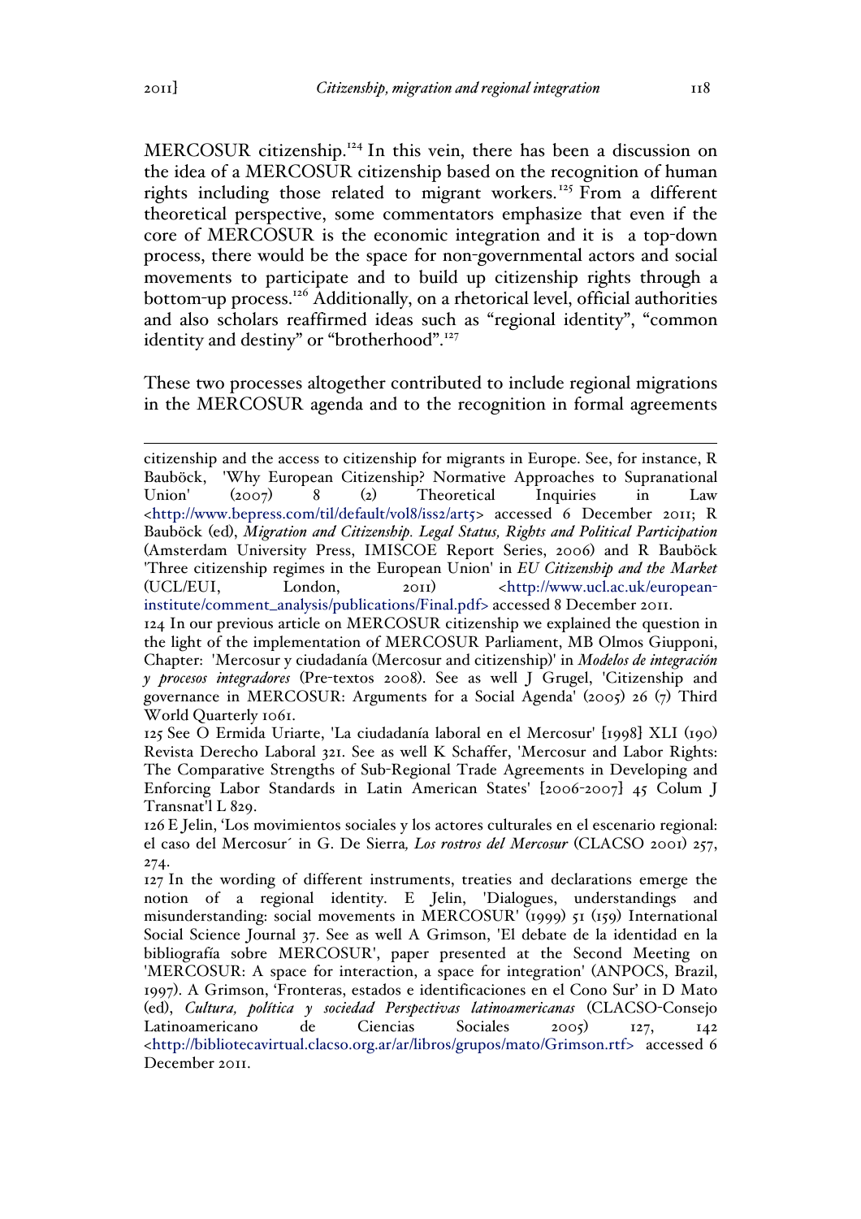MERCOSUR citizenship.[124] In this vein, there has been a discussion on the idea of a MERCOSUR citizenship based on the recognition of human rights including those related to migrant workers.[125] From a different theoretical perspective, some commentators emphasize that even if the core of MERCOSUR is the economic integration and it is a top-down process, there would be the space for non-governmental actors and social movements to participate and to build up citizenship rights through a bottom-up process.[126] Additionally, on a rhetorical level, official authorities and also scholars reaffirmed ideas such as "regional identity", "common identity and destiny" or "brotherhood".[127]

These two processes altogether contributed to include regional migrations in the MERCOSUR agenda and to the recognition in formal agreements

---

citizenship and the access to citizenship for migrants in Europe. See, for instance, R Bauböck, 'Why European Citizenship? Normative Approaches to Supranational Union' (2007) 8 (2) Theoretical Inquiries in Law <http://www.bepress.com/til/default/vol8/iss2/art5> accessed 6 December 2011; R Bauböck (ed), *Migration and Citizenship. Legal Status, Rights and Political Participation* (Amsterdam University Press, IMISCOE Report Series, 2006) and R Bauböck 'Three citizenship regimes in the European Union' in *EU Citizenship and the Market* (UCL/EUI, London, 2011) <http://www.ucl.ac.uk/european-institute/comment_analysis/publications/Final.pdf> accessed 8 December 2011.

124 In our previous article on MERCOSUR citizenship we explained the question in the light of the implementation of MERCOSUR Parliament, MB Olmos Giupponi, Chapter: 'Mercosur y ciudadanía (Mercosur and citizenship)' in *Modelos de integración y procesos integradores* (Pre-textos 2008). See as well J Grugel, 'Citizenship and governance in MERCOSUR: Arguments for a Social Agenda' (2005) 26 (7) Third World Quarterly 1061.

125 See O Ermida Uriarte, 'La ciudadanía laboral en el Mercosur' [1998] XLI (190) Revista Derecho Laboral 321. See as well K Schaffer, 'Mercosur and Labor Rights: The Comparative Strengths of Sub-Regional Trade Agreements in Developing and Enforcing Labor Standards in Latin American States' [2006-2007] 45 Colum J Transnat'l L 829.

126 E Jelin, 'Los movimientos sociales y los actores culturales en el escenario regional: el caso del Mercosur´ in G. De Sierra*, Los rostros del Mercosur* (CLACSO 2001) 257, 274.

127 In the wording of different instruments, treaties and declarations emerge the notion of a regional identity. E Jelin, 'Dialogues, understandings and misunderstanding: social movements in MERCOSUR' (1999) 51 (159) International Social Science Journal 37. See as well A Grimson, 'El debate de la identidad en la bibliografía sobre MERCOSUR', paper presented at the Second Meeting on 'MERCOSUR: A space for interaction, a space for integration' (ANPOCS, Brazil, 1997). A Grimson, 'Fronteras, estados e identificaciones en el Cono Sur' in D Mato (ed), *Cultura, política y sociedad Perspectivas latinoamericanas* (CLACSO-Consejo Latinoamericano de Ciencias Sociales 2005) 127, 142 <http://bibliotecavirtual.clacso.org.ar/ar/libros/grupos/mato/Grimson.rtf> accessed 6 December 2011.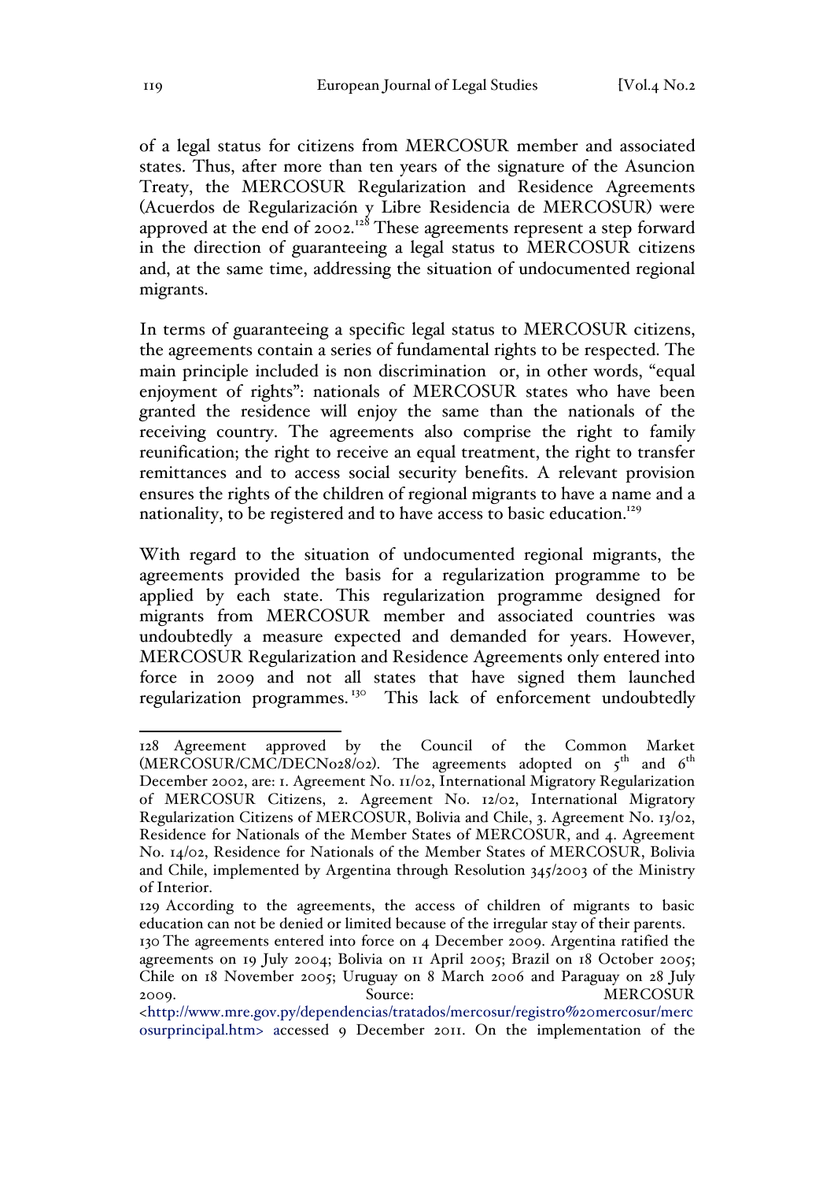of a legal status for citizens from MERCOSUR member and associated states. Thus, after more than ten years of the signature of the Asuncion Treaty, the MERCOSUR Regularization and Residence Agreements (Acuerdos de Regularización y Libre Residencia de MERCOSUR) were approved at the end of 2002.[128] These agreements represent a step forward in the direction of guaranteeing a legal status to MERCOSUR citizens and, at the same time, addressing the situation of undocumented regional migrants.

In terms of guaranteeing a specific legal status to MERCOSUR citizens, the agreements contain a series of fundamental rights to be respected. The main principle included is non discrimination or, in other words, "equal enjoyment of rights": nationals of MERCOSUR states who have been granted the residence will enjoy the same than the nationals of the receiving country. The agreements also comprise the right to family reunification; the right to receive an equal treatment, the right to transfer remittances and to access social security benefits. A relevant provision ensures the rights of the children of regional migrants to have a name and a nationality, to be registered and to have access to basic education.[129]

With regard to the situation of undocumented regional migrants, the agreements provided the basis for a regularization programme to be applied by each state. This regularization programme designed for migrants from MERCOSUR member and associated countries was undoubtedly a measure expected and demanded for years. However, MERCOSUR Regularization and Residence Agreements only entered into force in 2009 and not all states that have signed them launched regularization programmes.[130] This lack of enforcement undoubtedly

---

128 Agreement approved by the Council of the Common Market (MERCOSUR/CMC/DECNo28/02). The agreements adopted on 5th and 6th December 2002, are: 1. Agreement No. 11/02, International Migratory Regularization of MERCOSUR Citizens, 2. Agreement No. 12/02, International Migratory Regularization Citizens of MERCOSUR, Bolivia and Chile, 3. Agreement No. 13/02, Residence for Nationals of the Member States of MERCOSUR, and 4. Agreement No. 14/02, Residence for Nationals of the Member States of MERCOSUR, Bolivia and Chile, implemented by Argentina through Resolution 345/2003 of the Ministry of Interior.

129 According to the agreements, the access of children of migrants to basic education can not be denied or limited because of the irregular stay of their parents.

130 The agreements entered into force on 4 December 2009. Argentina ratified the agreements on 19 July 2004; Bolivia on 11 April 2005; Brazil on 18 October 2005; Chile on 18 November 2005; Uruguay on 8 March 2006 and Paraguay on 28 July 2009. Source: MERCOSUR <http://www.mre.gov.py/dependencias/tratados/mercosur/registro%20mercosur/mercosurprincipal.htm> accessed 9 December 2011. On the implementation of the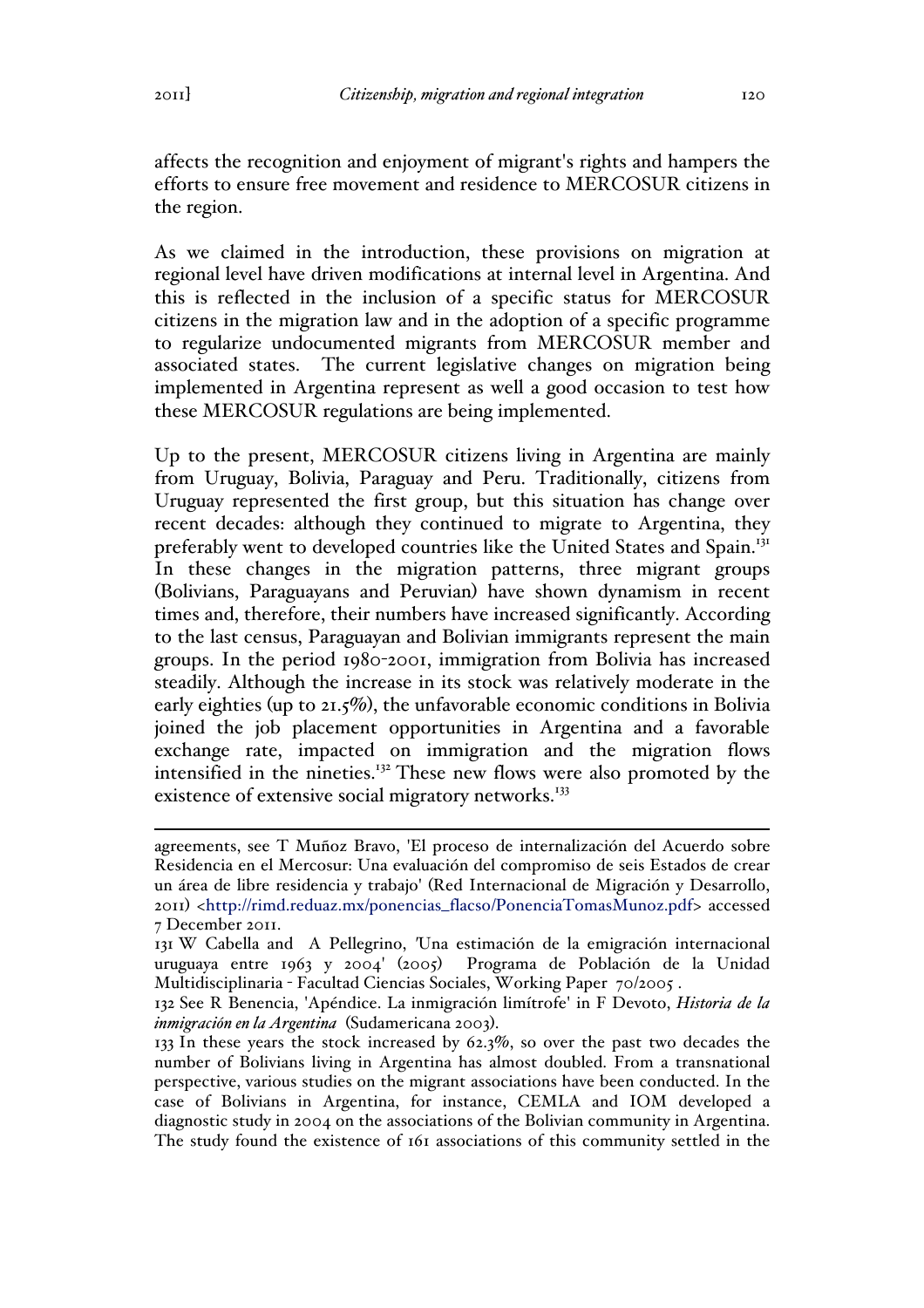affects the recognition and enjoyment of migrant's rights and hampers the efforts to ensure free movement and residence to MERCOSUR citizens in the region.

As we claimed in the introduction, these provisions on migration at regional level have driven modifications at internal level in Argentina. And this is reflected in the inclusion of a specific status for MERCOSUR citizens in the migration law and in the adoption of a specific programme to regularize undocumented migrants from MERCOSUR member and associated states. The current legislative changes on migration being implemented in Argentina represent as well a good occasion to test how these MERCOSUR regulations are being implemented.

Up to the present, MERCOSUR citizens living in Argentina are mainly from Uruguay, Bolivia, Paraguay and Peru. Traditionally, citizens from Uruguay represented the first group, but this situation has change over recent decades: although they continued to migrate to Argentina, they preferably went to developed countries like the United States and Spain.[131] In these changes in the migration patterns, three migrant groups (Bolivians, Paraguayans and Peruvian) have shown dynamism in recent times and, therefore, their numbers have increased significantly. According to the last census, Paraguayan and Bolivian immigrants represent the main groups. In the period 1980-2001, immigration from Bolivia has increased steadily. Although the increase in its stock was relatively moderate in the early eighties (up to 21.5%), the unfavorable economic conditions in Bolivia joined the job placement opportunities in Argentina and a favorable exchange rate, impacted on immigration and the migration flows intensified in the nineties.[132] These new flows were also promoted by the existence of extensive social migratory networks.[133]

---

agreements, see T Muñoz Bravo, 'El proceso de internalización del Acuerdo sobre Residencia en el Mercosur: Una evaluación del compromiso de seis Estados de crear un área de libre residencia y trabajo' (Red Internacional de Migración y Desarrollo, 2011) <http://rimd.reduaz.mx/ponencias_flacso/PonenciaTomasMunoz.pdf> accessed 7 December 2011.

131 W Cabella and A Pellegrino, 'Una estimación de la emigración internacional uruguaya entre 1963 y 2004' (2005) Programa de Población de la Unidad Multidisciplinaria - Facultad Ciencias Sociales, Working Paper 70/2005 .

132 See R Benencia, 'Apéndice. La inmigración limítrofe' in F Devoto, *Historia de la inmigración en la Argentina* (Sudamericana 2003).

133 In these years the stock increased by 62.3%, so over the past two decades the number of Bolivians living in Argentina has almost doubled. From a transnational perspective, various studies on the migrant associations have been conducted. In the case of Bolivians in Argentina, for instance, CEMLA and IOM developed a diagnostic study in 2004 on the associations of the Bolivian community in Argentina. The study found the existence of 161 associations of this community settled in the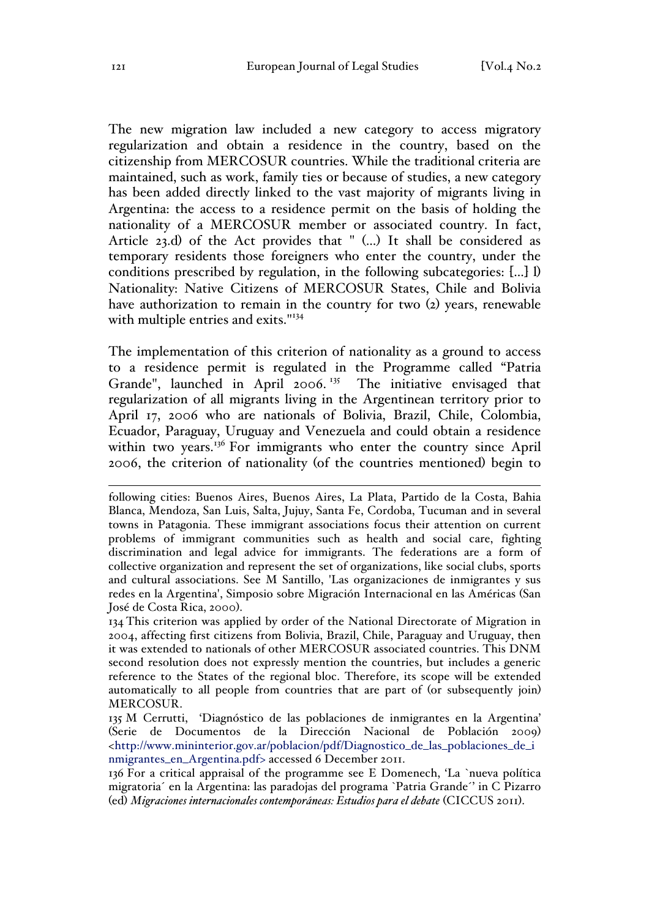The new migration law included a new category to access migratory regularization and obtain a residence in the country, based on the citizenship from MERCOSUR countries. While the traditional criteria are maintained, such as work, family ties or because of studies, a new category has been added directly linked to the vast majority of migrants living in Argentina: the access to a residence permit on the basis of holding the nationality of a MERCOSUR member or associated country. In fact, Article 23.d) of the Act provides that " (...) It shall be considered as temporary residents those foreigners who enter the country, under the conditions prescribed by regulation, in the following subcategories: [...] l) Nationality: Native Citizens of MERCOSUR States, Chile and Bolivia have authorization to remain in the country for two (2) years, renewable with multiple entries and exits."[134]

The implementation of this criterion of nationality as a ground to access to a residence permit is regulated in the Programme called "Patria Grande", launched in April 2006.[135] The initiative envisaged that regularization of all migrants living in the Argentinean territory prior to April 17, 2006 who are nationals of Bolivia, Brazil, Chile, Colombia, Ecuador, Paraguay, Uruguay and Venezuela and could obtain a residence within two years.[136] For immigrants who enter the country since April 2006, the criterion of nationality (of the countries mentioned) begin to

---

following cities: Buenos Aires, Buenos Aires, La Plata, Partido de la Costa, Bahia Blanca, Mendoza, San Luis, Salta, Jujuy, Santa Fe, Cordoba, Tucuman and in several towns in Patagonia. These immigrant associations focus their attention on current problems of immigrant communities such as health and social care, fighting discrimination and legal advice for immigrants. The federations are a form of collective organization and represent the set of organizations, like social clubs, sports and cultural associations. See M Santillo, 'Las organizaciones de inmigrantes y sus redes en la Argentina', Simposio sobre Migración Internacional en las Américas (San José de Costa Rica, 2000).

134 This criterion was applied by order of the National Directorate of Migration in 2004, affecting first citizens from Bolivia, Brazil, Chile, Paraguay and Uruguay, then it was extended to nationals of other MERCOSUR associated countries. This DNM second resolution does not expressly mention the countries, but includes a generic reference to the States of the regional bloc. Therefore, its scope will be extended automatically to all people from countries that are part of (or subsequently join) MERCOSUR.

135 M Cerrutti, 'Diagnóstico de las poblaciones de inmigrantes en la Argentina' (Serie de Documentos de la Dirección Nacional de Población 2009) <http://www.mininterior.gov.ar/poblacion/pdf/Diagnostico_de_las_poblaciones_de_inmigrantes_en_Argentina.pdf> accessed 6 December 2011.

136 For a critical appraisal of the programme see E Domenech, 'La `nueva política migratoria´ en la Argentina: las paradojas del programa `Patria Grande´' in C Pizarro (ed) *Migraciones internacionales contemporáneas: Estudios para el debate* (CICCUS 2011).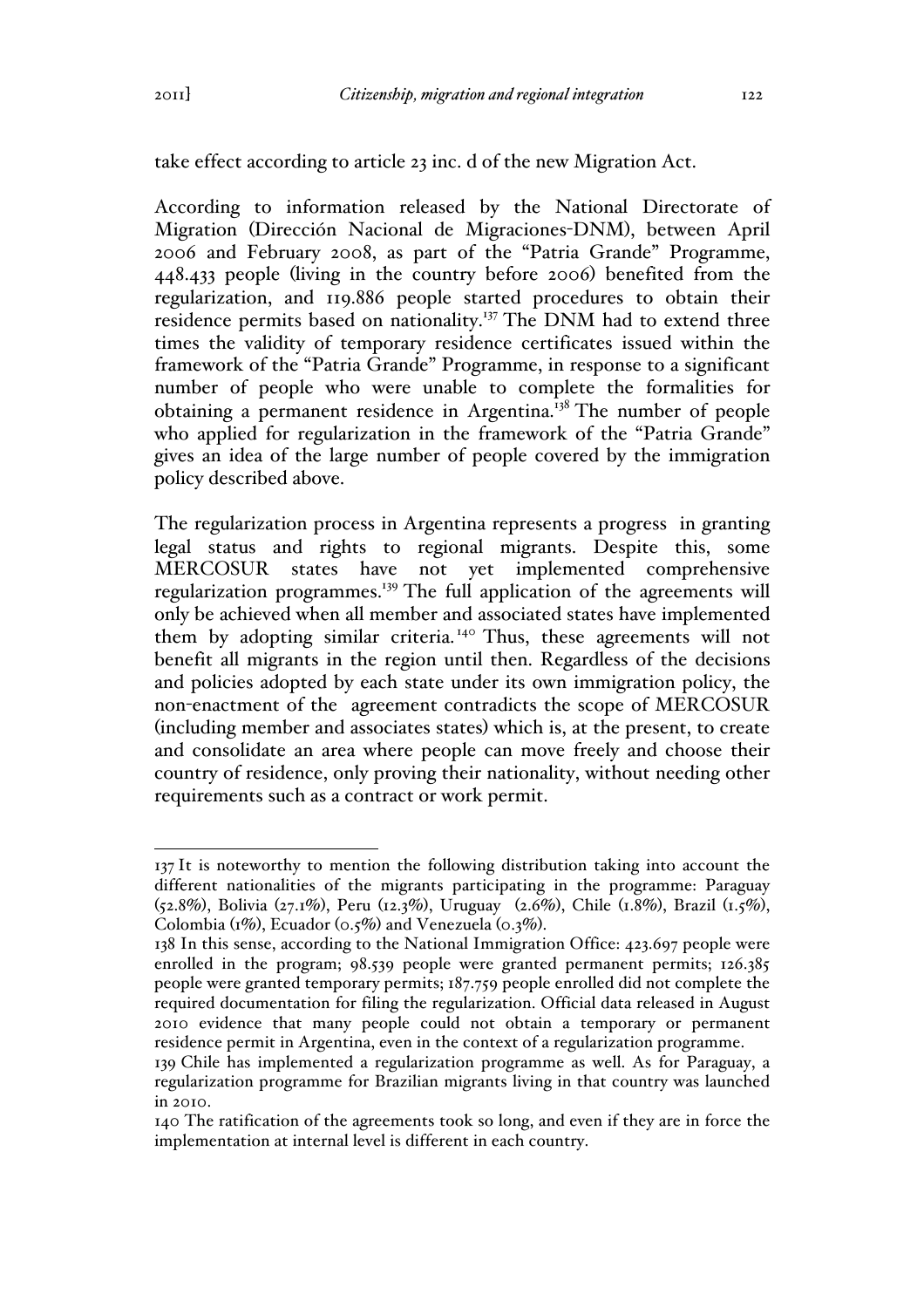take effect according to article 23 inc. d of the new Migration Act.

According to information released by the National Directorate of Migration (Dirección Nacional de Migraciones-DNM), between April 2006 and February 2008, as part of the "Patria Grande" Programme, 448.433 people (living in the country before 2006) benefited from the regularization, and 119.886 people started procedures to obtain their residence permits based on nationality.[137] The DNM had to extend three times the validity of temporary residence certificates issued within the framework of the "Patria Grande" Programme, in response to a significant number of people who were unable to complete the formalities for obtaining a permanent residence in Argentina.[138] The number of people who applied for regularization in the framework of the "Patria Grande" gives an idea of the large number of people covered by the immigration policy described above.

The regularization process in Argentina represents a progress in granting legal status and rights to regional migrants. Despite this, some MERCOSUR states have not yet implemented comprehensive regularization programmes.[139] The full application of the agreements will only be achieved when all member and associated states have implemented them by adopting similar criteria.[140] Thus, these agreements will not benefit all migrants in the region until then. Regardless of the decisions and policies adopted by each state under its own immigration policy, the non-enactment of the agreement contradicts the scope of MERCOSUR (including member and associates states) which is, at the present, to create and consolidate an area where people can move freely and choose their country of residence, only proving their nationality, without needing other requirements such as a contract or work permit.

---

137 It is noteworthy to mention the following distribution taking into account the different nationalities of the migrants participating in the programme: Paraguay (52.8%), Bolivia (27.1%), Peru (12.3%), Uruguay (2.6%), Chile (1.8%), Brazil (1.5%), Colombia (1%), Ecuador (0.5%) and Venezuela (0.3%).

138 In this sense, according to the National Immigration Office: 423.697 people were enrolled in the program; 98.539 people were granted permanent permits; 126.385 people were granted temporary permits; 187.759 people enrolled did not complete the required documentation for filing the regularization. Official data released in August 2010 evidence that many people could not obtain a temporary or permanent residence permit in Argentina, even in the context of a regularization programme.

139 Chile has implemented a regularization programme as well. As for Paraguay, a regularization programme for Brazilian migrants living in that country was launched in 2010.

140 The ratification of the agreements took so long, and even if they are in force the implementation at internal level is different in each country.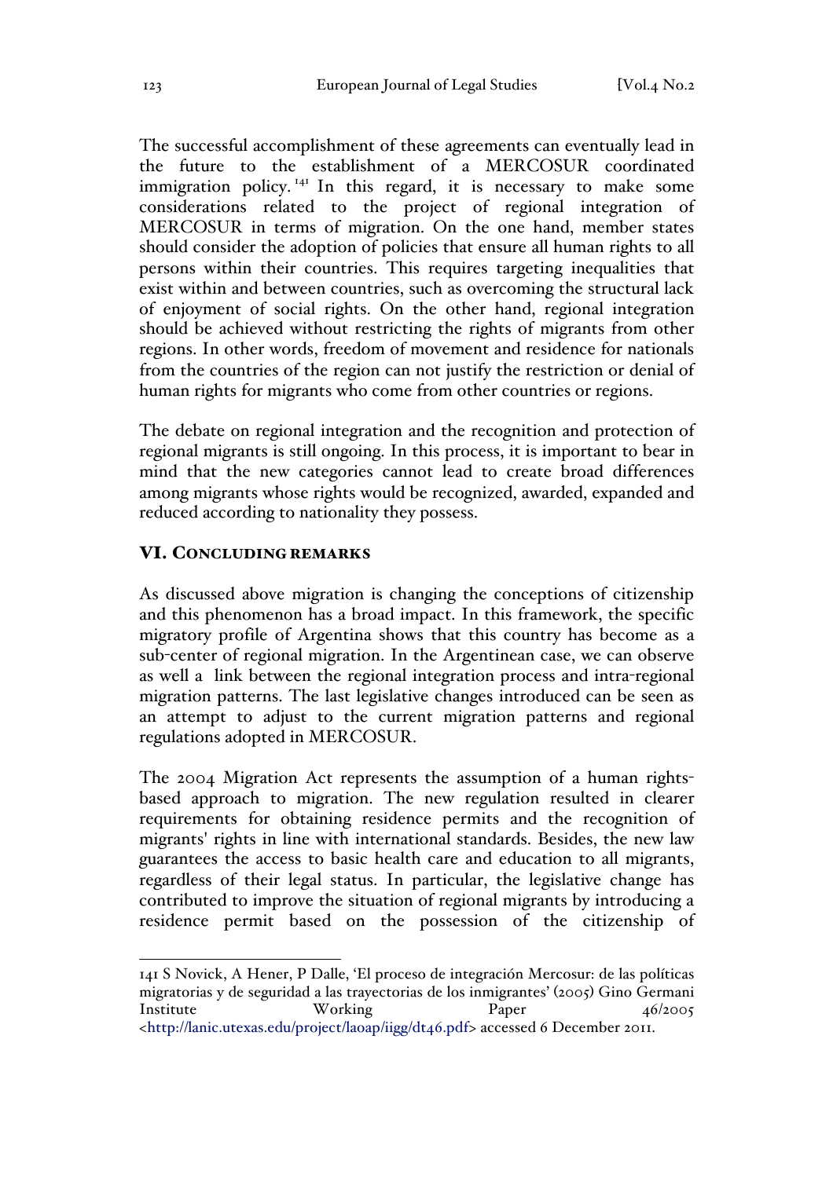The successful accomplishment of these agreements can eventually lead in the future to the establishment of a MERCOSUR coordinated immigration policy.[141] In this regard, it is necessary to make some considerations related to the project of regional integration of MERCOSUR in terms of migration. On the one hand, member states should consider the adoption of policies that ensure all human rights to all persons within their countries. This requires targeting inequalities that exist within and between countries, such as overcoming the structural lack of enjoyment of social rights. On the other hand, regional integration should be achieved without restricting the rights of migrants from other regions. In other words, freedom of movement and residence for nationals from the countries of the region can not justify the restriction or denial of human rights for migrants who come from other countries or regions.

The debate on regional integration and the recognition and protection of regional migrants is still ongoing. In this process, it is important to bear in mind that the new categories cannot lead to create broad differences among migrants whose rights would be recognized, awarded, expanded and reduced according to nationality they possess.

## VI. Concluding remarks

As discussed above migration is changing the conceptions of citizenship and this phenomenon has a broad impact. In this framework, the specific migratory profile of Argentina shows that this country has become as a sub-center of regional migration. In the Argentinean case, we can observe as well a link between the regional integration process and intra-regional migration patterns. The last legislative changes introduced can be seen as an attempt to adjust to the current migration patterns and regional regulations adopted in MERCOSUR.

The 2004 Migration Act represents the assumption of a human rights-based approach to migration. The new regulation resulted in clearer requirements for obtaining residence permits and the recognition of migrants' rights in line with international standards. Besides, the new law guarantees the access to basic health care and education to all migrants, regardless of their legal status. In particular, the legislative change has contributed to improve the situation of regional migrants by introducing a residence permit based on the possession of the citizenship of

---

141 S Novick, A Hener, P Dalle, 'El proceso de integración Mercosur: de las políticas migratorias y de seguridad a las trayectorias de los inmigrantes' (2005) Gino Germani Institute Working Paper 46/2005 <http://lanic.utexas.edu/project/laoap/iigg/dt46.pdf> accessed 6 December 2011.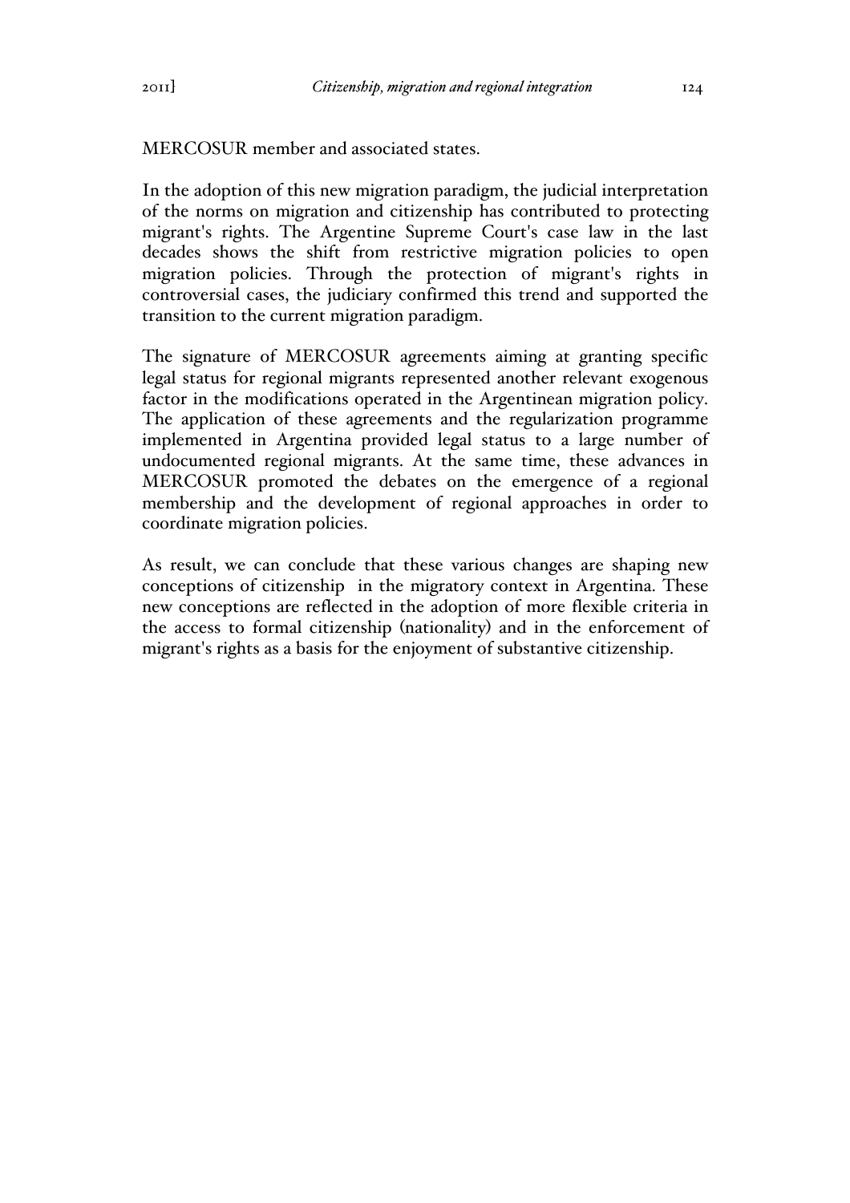MERCOSUR member and associated states.

In the adoption of this new migration paradigm, the judicial interpretation of the norms on migration and citizenship has contributed to protecting migrant's rights. The Argentine Supreme Court's case law in the last decades shows the shift from restrictive migration policies to open migration policies. Through the protection of migrant's rights in controversial cases, the judiciary confirmed this trend and supported the transition to the current migration paradigm.

The signature of MERCOSUR agreements aiming at granting specific legal status for regional migrants represented another relevant exogenous factor in the modifications operated in the Argentinean migration policy. The application of these agreements and the regularization programme implemented in Argentina provided legal status to a large number of undocumented regional migrants. At the same time, these advances in MERCOSUR promoted the debates on the emergence of a regional membership and the development of regional approaches in order to coordinate migration policies.

As result, we can conclude that these various changes are shaping new conceptions of citizenship in the migratory context in Argentina. These new conceptions are reflected in the adoption of more flexible criteria in the access to formal citizenship (nationality) and in the enforcement of migrant's rights as a basis for the enjoyment of substantive citizenship.